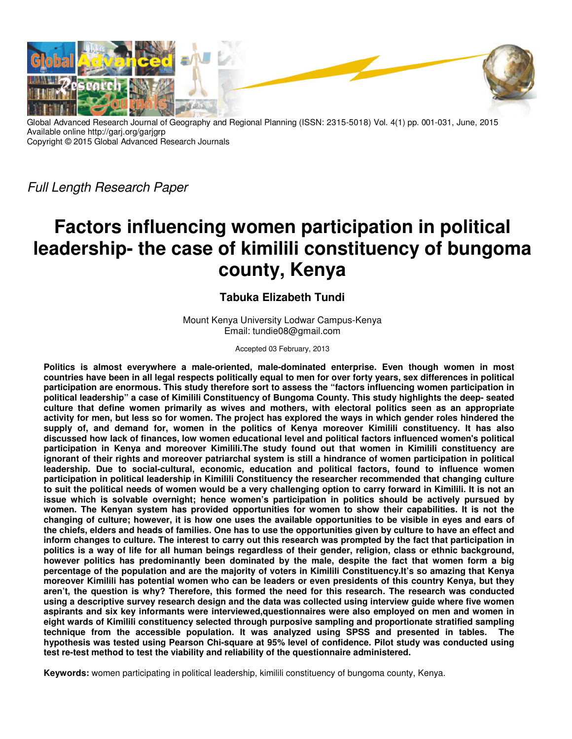Global Advanced Research Journal of Geography and Regional Planning (ISSN: 2315-5018) Vol. 4(1) pp. 001-031, June, 2015
Available online http://garj.org/garjgrp
Copyright © 2015 Global Advanced Research Journals

*Full Length Research Paper*

# Factors influencing women participation in political leadership- the case of kimilili constituency of bungoma county, Kenya

**Tabuka Elizabeth Tundi**

Mount Kenya University Lodwar Campus-Kenya
Email: tundie08@gmail.com

Accepted 03 February, 2013

**Politics is almost everywhere a male-oriented, male-dominated enterprise. Even though women in most countries have been in all legal respects politically equal to men for over forty years, sex differences in political participation are enormous. This study therefore sort to assess the "factors influencing women participation in political leadership" a case of Kimilili Constituency of Bungoma County. This study highlights the deep- seated culture that define women primarily as wives and mothers, with electoral politics seen as an appropriate activity for men, but less so for women. The project has explored the ways in which gender roles hindered the supply of, and demand for, women in the politics of Kenya moreover Kimilili constituency. It has also discussed how lack of finances, low women educational level and political factors influenced women's political participation in Kenya and moreover Kimilili.The study found out that women in Kimilili constituency are ignorant of their rights and moreover patriarchal system is still a hindrance of women participation in political leadership. Due to social-cultural, economic, education and political factors, found to influence women participation in political leadership in Kimilili Constituency the researcher recommended that changing culture to suit the political needs of women would be a very challenging option to carry forward in Kimilili. It is not an issue which is solvable overnight; hence women's participation in politics should be actively pursued by women. The Kenyan system has provided opportunities for women to show their capabilities. It is not the changing of culture; however, it is how one uses the available opportunities to be visible in eyes and ears of the chiefs, elders and heads of families. One has to use the opportunities given by culture to have an effect and inform changes to culture. The interest to carry out this research was prompted by the fact that participation in politics is a way of life for all human beings regardless of their gender, religion, class or ethnic background, however politics has predominantly been dominated by the male, despite the fact that women form a big percentage of the population and are the majority of voters in Kimilili Constituency.It's so amazing that Kenya moreover Kimilili has potential women who can be leaders or even presidents of this country Kenya, but they aren't, the question is why? Therefore, this formed the need for this research. The research was conducted using a descriptive survey research design and the data was collected using interview guide where five women aspirants and six key informants were interviewed,questionnaires were also employed on men and women in eight wards of Kimilili constituency selected through purposive sampling and proportionate stratified sampling technique from the accessible population. It was analyzed using SPSS and presented in tables. The hypothesis was tested using Pearson Chi-square at 95% level of confidence. Pilot study was conducted using test re-test method to test the viability and reliability of the questionnaire administered.**

**Keywords:** women participating in political leadership, kimilili constituency of bungoma county, Kenya.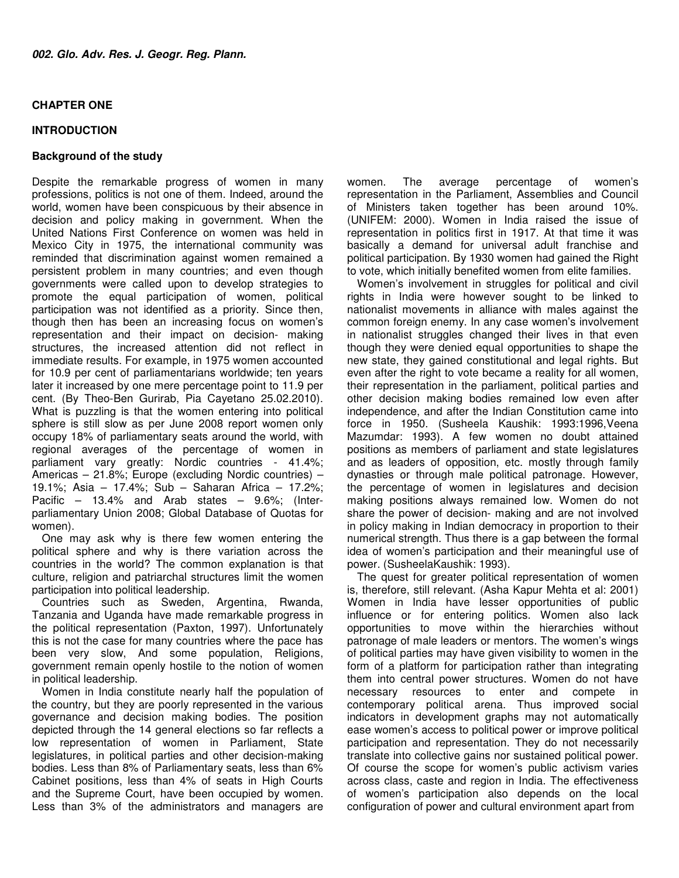## CHAPTER ONE

## INTRODUCTION

### Background of the study

Despite the remarkable progress of women in many professions, politics is not one of them. Indeed, around the world, women have been conspicuous by their absence in decision and policy making in government. When the United Nations First Conference on women was held in Mexico City in 1975, the international community was reminded that discrimination against women remained a persistent problem in many countries; and even though governments were called upon to develop strategies to promote the equal participation of women, political participation was not identified as a priority. Since then, though then has been an increasing focus on women's representation and their impact on decision- making structures, the increased attention did not reflect in immediate results. For example, in 1975 women accounted for 10.9 per cent of parliamentarians worldwide; ten years later it increased by one mere percentage point to 11.9 per cent. (By Theo-Ben Gurirab, Pia Cayetano 25.02.2010). What is puzzling is that the women entering into political sphere is still slow as per June 2008 report women only occupy 18% of parliamentary seats around the world, with regional averages of the percentage of women in parliament vary greatly: Nordic countries - 41.4%; Americas – 21.8%; Europe (excluding Nordic countries) – 19.1%; Asia – 17.4%; Sub – Saharan Africa – 17.2%; Pacific – 13.4% and Arab states – 9.6%; (Inter-parliamentary Union 2008; Global Database of Quotas for women).

One may ask why is there few women entering the political sphere and why is there variation across the countries in the world? The common explanation is that culture, religion and patriarchal structures limit the women participation into political leadership.

Countries such as Sweden, Argentina, Rwanda, Tanzania and Uganda have made remarkable progress in the political representation (Paxton, 1997). Unfortunately this is not the case for many countries where the pace has been very slow, And some population, Religions, government remain openly hostile to the notion of women in political leadership.

Women in India constitute nearly half the population of the country, but they are poorly represented in the various governance and decision making bodies. The position depicted through the 14 general elections so far reflects a low representation of women in Parliament, State legislatures, in political parties and other decision-making bodies. Less than 8% of Parliamentary seats, less than 6% Cabinet positions, less than 4% of seats in High Courts and the Supreme Court, have been occupied by women. Less than 3% of the administrators and managers are women. The average percentage of women's representation in the Parliament, Assemblies and Council of Ministers taken together has been around 10%. (UNIFEM: 2000). Women in India raised the issue of representation in politics first in 1917. At that time it was basically a demand for universal adult franchise and political participation. By 1930 women had gained the Right to vote, which initially benefited women from elite families.

Women's involvement in struggles for political and civil rights in India were however sought to be linked to nationalist movements in alliance with males against the common foreign enemy. In any case women's involvement in nationalist struggles changed their lives in that even though they were denied equal opportunities to shape the new state, they gained constitutional and legal rights. But even after the right to vote became a reality for all women, their representation in the parliament, political parties and other decision making bodies remained low even after independence, and after the Indian Constitution came into force in 1950. (Susheela Kaushik: 1993:1996,Veena Mazumdar: 1993). A few women no doubt attained positions as members of parliament and state legislatures and as leaders of opposition, etc. mostly through family dynasties or through male political patronage. However, the percentage of women in legislatures and decision making positions always remained low. Women do not share the power of decision- making and are not involved in policy making in Indian democracy in proportion to their numerical strength. Thus there is a gap between the formal idea of women's participation and their meaningful use of power. (SusheelaKaushik: 1993).

The quest for greater political representation of women is, therefore, still relevant. (Asha Kapur Mehta et al: 2001) Women in India have lesser opportunities of public influence or for entering politics. Women also lack opportunities to move within the hierarchies without patronage of male leaders or mentors. The women's wings of political parties may have given visibility to women in the form of a platform for participation rather than integrating them into central power structures. Women do not have necessary resources to enter and compete in contemporary political arena. Thus improved social indicators in development graphs may not automatically ease women's access to political power or improve political participation and representation. They do not necessarily translate into collective gains nor sustained political power. Of course the scope for women's public activism varies across class, caste and region in India. The effectiveness of women's participation also depends on the local configuration of power and cultural environment apart from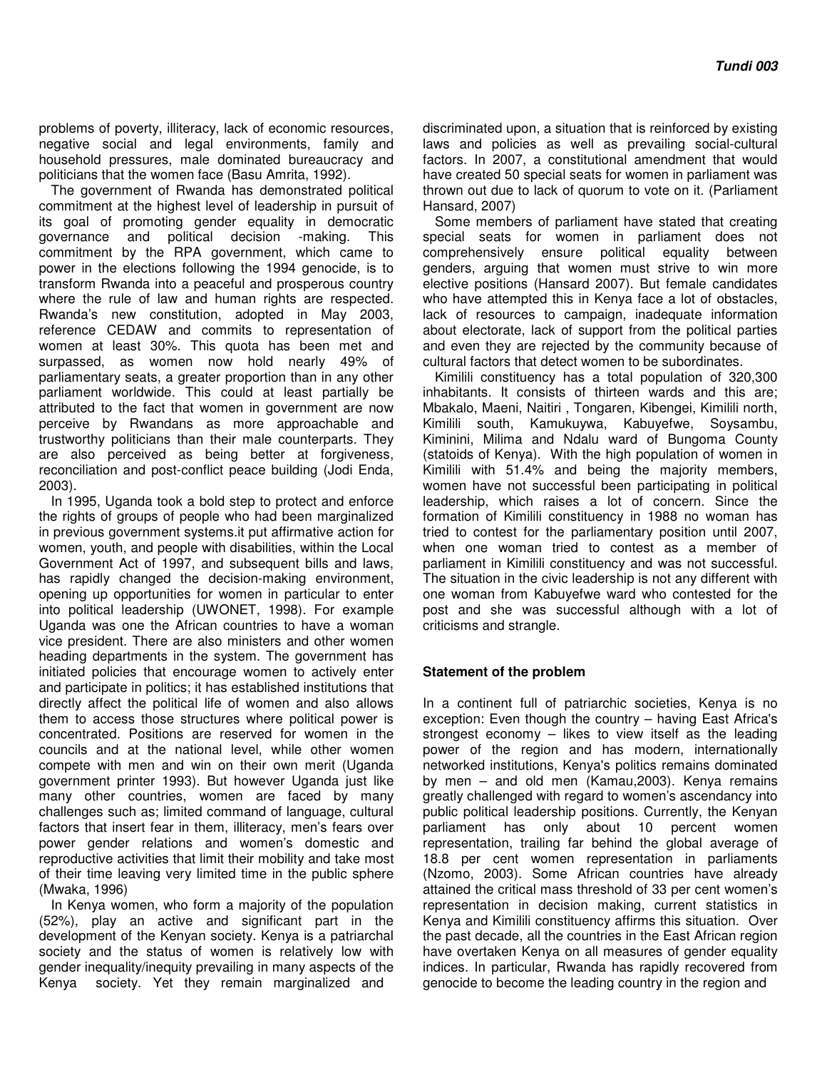problems of poverty, illiteracy, lack of economic resources, negative social and legal environments, family and household pressures, male dominated bureaucracy and politicians that the women face (Basu Amrita, 1992).

The government of Rwanda has demonstrated political commitment at the highest level of leadership in pursuit of its goal of promoting gender equality in democratic governance and political decision -making. This commitment by the RPA government, which came to power in the elections following the 1994 genocide, is to transform Rwanda into a peaceful and prosperous country where the rule of law and human rights are respected. Rwanda's new constitution, adopted in May 2003, reference CEDAW and commits to representation of women at least 30%. This quota has been met and surpassed, as women now hold nearly 49% of parliamentary seats, a greater proportion than in any other parliament worldwide. This could at least partially be attributed to the fact that women in government are now perceive by Rwandans as more approachable and trustworthy politicians than their male counterparts. They are also perceived as being better at forgiveness, reconciliation and post-conflict peace building (Jodi Enda, 2003).

In 1995, Uganda took a bold step to protect and enforce the rights of groups of people who had been marginalized in previous government systems.it put affirmative action for women, youth, and people with disabilities, within the Local Government Act of 1997, and subsequent bills and laws, has rapidly changed the decision-making environment, opening up opportunities for women in particular to enter into political leadership (UWONET, 1998). For example Uganda was one the African countries to have a woman vice president. There are also ministers and other women heading departments in the system. The government has initiated policies that encourage women to actively enter and participate in politics; it has established institutions that directly affect the political life of women and also allows them to access those structures where political power is concentrated. Positions are reserved for women in the councils and at the national level, while other women compete with men and win on their own merit (Uganda government printer 1993). But however Uganda just like many other countries, women are faced by many challenges such as; limited command of language, cultural factors that insert fear in them, illiteracy, men's fears over power gender relations and women's domestic and reproductive activities that limit their mobility and take most of their time leaving very limited time in the public sphere (Mwaka, 1996)

In Kenya women, who form a majority of the population (52%), play an active and significant part in the development of the Kenyan society. Kenya is a patriarchal society and the status of women is relatively low with gender inequality/inequity prevailing in many aspects of the Kenya society. Yet they remain marginalized and discriminated upon, a situation that is reinforced by existing laws and policies as well as prevailing social-cultural factors. In 2007, a constitutional amendment that would have created 50 special seats for women in parliament was thrown out due to lack of quorum to vote on it. (Parliament Hansard, 2007)

Some members of parliament have stated that creating special seats for women in parliament does not comprehensively ensure political equality between genders, arguing that women must strive to win more elective positions (Hansard 2007). But female candidates who have attempted this in Kenya face a lot of obstacles, lack of resources to campaign, inadequate information about electorate, lack of support from the political parties and even they are rejected by the community because of cultural factors that detect women to be subordinates.

Kimilili constituency has a total population of 320,300 inhabitants. It consists of thirteen wards and this are; Mbakalo, Maeni, Naitiri , Tongaren, Kibengei, Kimilili north, Kimilili south, Kamukuywa, Kabuyefwe, Soysambu, Kiminini, Milima and Ndalu ward of Bungoma County (statoids of Kenya). With the high population of women in Kimilili with 51.4% and being the majority members, women have not successful been participating in political leadership, which raises a lot of concern. Since the formation of Kimilili constituency in 1988 no woman has tried to contest for the parliamentary position until 2007, when one woman tried to contest as a member of parliament in Kimilili constituency and was not successful. The situation in the civic leadership is not any different with one woman from Kabuyefwe ward who contested for the post and she was successful although with a lot of criticisms and strangle.

### Statement of the problem

In a continent full of patriarchic societies, Kenya is no exception: Even though the country – having East Africa's strongest economy – likes to view itself as the leading power of the region and has modern, internationally networked institutions, Kenya's politics remains dominated by men – and old men (Kamau,2003). Kenya remains greatly challenged with regard to women's ascendancy into public political leadership positions. Currently, the Kenyan parliament has only about 10 percent women representation, trailing far behind the global average of 18.8 per cent women representation in parliaments (Nzomo, 2003). Some African countries have already attained the critical mass threshold of 33 per cent women's representation in decision making, current statistics in Kenya and Kimilili constituency affirms this situation. Over the past decade, all the countries in the East African region have overtaken Kenya on all measures of gender equality indices. In particular, Rwanda has rapidly recovered from genocide to become the leading country in the region and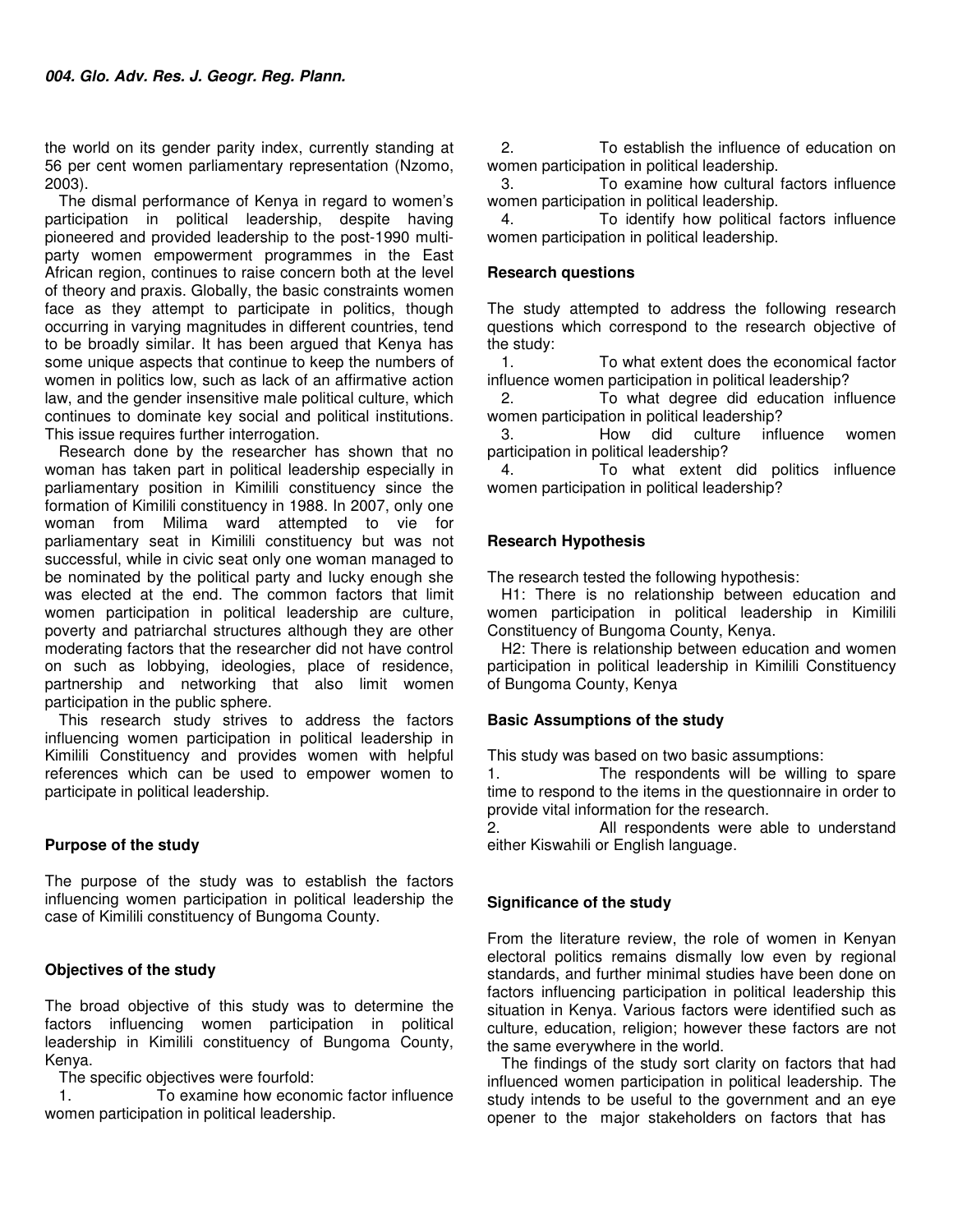the world on its gender parity index, currently standing at 56 per cent women parliamentary representation (Nzomo, 2003).

The dismal performance of Kenya in regard to women's participation in political leadership, despite having pioneered and provided leadership to the post-1990 multi-party women empowerment programmes in the East African region, continues to raise concern both at the level of theory and praxis. Globally, the basic constraints women face as they attempt to participate in politics, though occurring in varying magnitudes in different countries, tend to be broadly similar. It has been argued that Kenya has some unique aspects that continue to keep the numbers of women in politics low, such as lack of an affirmative action law, and the gender insensitive male political culture, which continues to dominate key social and political institutions. This issue requires further interrogation.

Research done by the researcher has shown that no woman has taken part in political leadership especially in parliamentary position in Kimilili constituency since the formation of Kimilili constituency in 1988. In 2007, only one woman from Milima ward attempted to vie for parliamentary seat in Kimilili constituency but was not successful, while in civic seat only one woman managed to be nominated by the political party and lucky enough she was elected at the end. The common factors that limit women participation in political leadership are culture, poverty and patriarchal structures although they are other moderating factors that the researcher did not have control on such as lobbying, ideologies, place of residence, partnership and networking that also limit women participation in the public sphere.

This research study strives to address the factors influencing women participation in political leadership in Kimilili Constituency and provides women with helpful references which can be used to empower women to participate in political leadership.

## Purpose of the study

The purpose of the study was to establish the factors influencing women participation in political leadership the case of Kimilili constituency of Bungoma County.

## Objectives of the study

The broad objective of this study was to determine the factors influencing women participation in political leadership in Kimilili constituency of Bungoma County, Kenya.

The specific objectives were fourfold:

1. To examine how economic factor influence women participation in political leadership.
2. To establish the influence of education on women participation in political leadership.
3. To examine how cultural factors influence women participation in political leadership.
4. To identify how political factors influence women participation in political leadership.

## Research questions

The study attempted to address the following research questions which correspond to the research objective of the study:

1. To what extent does the economical factor influence women participation in political leadership?
2. To what degree did education influence women participation in political leadership?
3. How did culture influence women participation in political leadership?
4. To what extent did politics influence women participation in political leadership?

## Research Hypothesis

The research tested the following hypothesis:

H1: There is no relationship between education and women participation in political leadership in Kimilili Constituency of Bungoma County, Kenya.

H2: There is relationship between education and women participation in political leadership in Kimilili Constituency of Bungoma County, Kenya

## Basic Assumptions of the study

This study was based on two basic assumptions:

1. The respondents will be willing to spare time to respond to the items in the questionnaire in order to provide vital information for the research.
2. All respondents were able to understand either Kiswahili or English language.

## Significance of the study

From the literature review, the role of women in Kenyan electoral politics remains dismally low even by regional standards, and further minimal studies have been done on factors influencing participation in political leadership this situation in Kenya. Various factors were identified such as culture, education, religion; however these factors are not the same everywhere in the world.

The findings of the study sort clarity on factors that had influenced women participation in political leadership. The study intends to be useful to the government and an eye opener to the major stakeholders on factors that has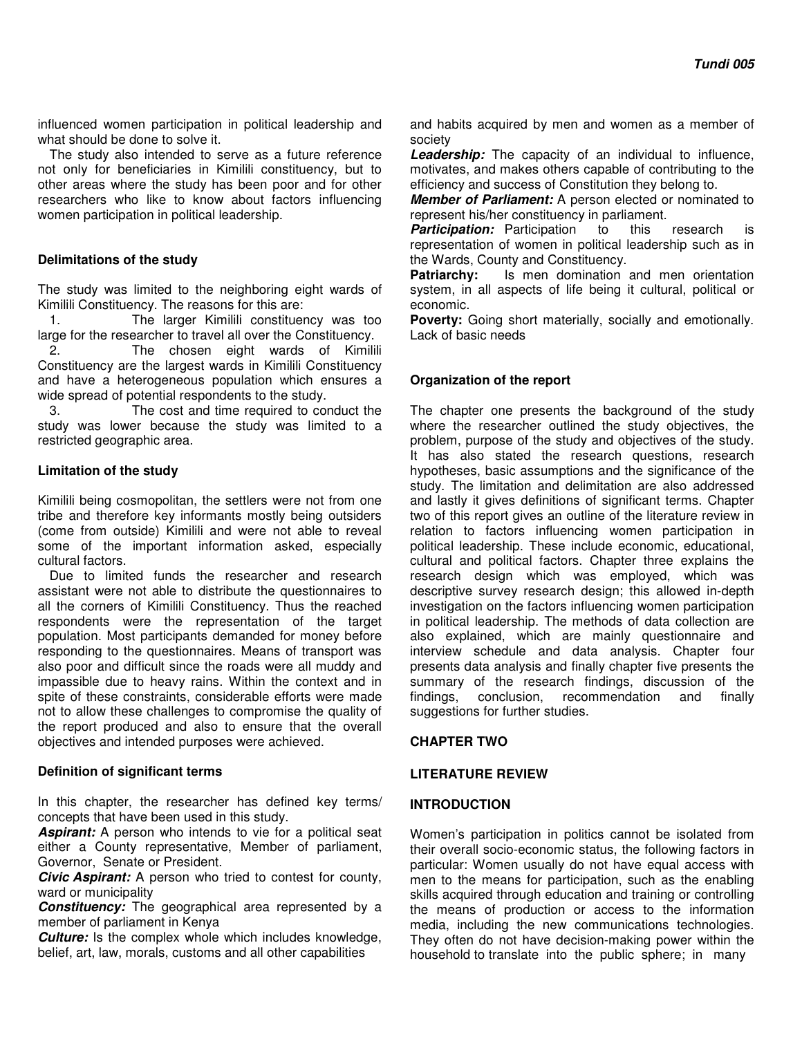influenced women participation in political leadership and what should be done to solve it.

The study also intended to serve as a future reference not only for beneficiaries in Kimilili constituency, but to other areas where the study has been poor and for other researchers who like to know about factors influencing women participation in political leadership.

### Delimitations of the study

The study was limited to the neighboring eight wards of Kimilili Constituency. The reasons for this are:

1. The larger Kimilili constituency was too large for the researcher to travel all over the Constituency.
2. The chosen eight wards of Kimilili Constituency are the largest wards in Kimilili Constituency and have a heterogeneous population which ensures a wide spread of potential respondents to the study.
3. The cost and time required to conduct the study was lower because the study was limited to a restricted geographic area.

### Limitation of the study

Kimilili being cosmopolitan, the settlers were not from one tribe and therefore key informants mostly being outsiders (come from outside) Kimilili and were not able to reveal some of the important information asked, especially cultural factors.

Due to limited funds the researcher and research assistant were not able to distribute the questionnaires to all the corners of Kimilili Constituency. Thus the reached respondents were the representation of the target population. Most participants demanded for money before responding to the questionnaires. Means of transport was also poor and difficult since the roads were all muddy and impassible due to heavy rains. Within the context and in spite of these constraints, considerable efforts were made not to allow these challenges to compromise the quality of the report produced and also to ensure that the overall objectives and intended purposes were achieved.

### Definition of significant terms

In this chapter, the researcher has defined key terms/ concepts that have been used in this study.

***Aspirant:*** A person who intends to vie for a political seat either a County representative, Member of parliament, Governor, Senate or President.

***Civic Aspirant:*** A person who tried to contest for county, ward or municipality

***Constituency:*** The geographical area represented by a member of parliament in Kenya

***Culture:*** Is the complex whole which includes knowledge, belief, art, law, morals, customs and all other capabilities and habits acquired by men and women as a member of society

***Leadership:*** The capacity of an individual to influence, motivates, and makes others capable of contributing to the efficiency and success of Constitution they belong to.

***Member of Parliament:*** A person elected or nominated to represent his/her constituency in parliament.

***Participation:*** Participation to this research is representation of women in political leadership such as in the Wards, County and Constituency.

**Patriarchy:** Is men domination and men orientation system, in all aspects of life being it cultural, political or economic.

**Poverty:** Going short materially, socially and emotionally. Lack of basic needs

### Organization of the report

The chapter one presents the background of the study where the researcher outlined the study objectives, the problem, purpose of the study and objectives of the study. It has also stated the research questions, research hypotheses, basic assumptions and the significance of the study. The limitation and delimitation are also addressed and lastly it gives definitions of significant terms. Chapter two of this report gives an outline of the literature review in relation to factors influencing women participation in political leadership. These include economic, educational, cultural and political factors. Chapter three explains the research design which was employed, which was descriptive survey research design; this allowed in-depth investigation on the factors influencing women participation in political leadership. The methods of data collection are also explained, which are mainly questionnaire and interview schedule and data analysis. Chapter four presents data analysis and finally chapter five presents the summary of the research findings, discussion of the findings, conclusion, recommendation and finally suggestions for further studies.

## CHAPTER TWO

## LITERATURE REVIEW

### INTRODUCTION

Women's participation in politics cannot be isolated from their overall socio-economic status, the following factors in particular: Women usually do not have equal access with men to the means for participation, such as the enabling skills acquired through education and training or controlling the means of production or access to the information media, including the new communications technologies. They often do not have decision-making power within the household to translate into the public sphere; in many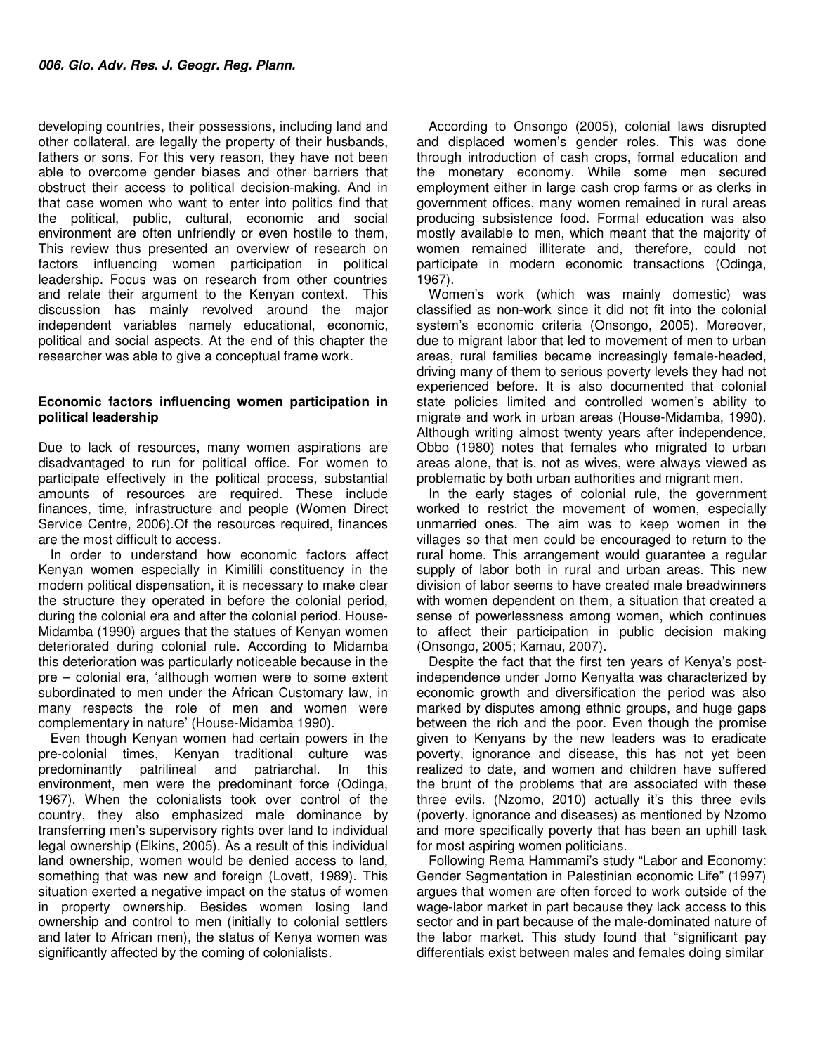developing countries, their possessions, including land and other collateral, are legally the property of their husbands, fathers or sons. For this very reason, they have not been able to overcome gender biases and other barriers that obstruct their access to political decision-making. And in that case women who want to enter into politics find that the political, public, cultural, economic and social environment are often unfriendly or even hostile to them, This review thus presented an overview of research on factors influencing women participation in political leadership. Focus was on research from other countries and relate their argument to the Kenyan context. This discussion has mainly revolved around the major independent variables namely educational, economic, political and social aspects. At the end of this chapter the researcher was able to give a conceptual frame work.

### Economic factors influencing women participation in political leadership

Due to lack of resources, many women aspirations are disadvantaged to run for political office. For women to participate effectively in the political process, substantial amounts of resources are required. These include finances, time, infrastructure and people (Women Direct Service Centre, 2006).Of the resources required, finances are the most difficult to access.

In order to understand how economic factors affect Kenyan women especially in Kimilili constituency in the modern political dispensation, it is necessary to make clear the structure they operated in before the colonial period, during the colonial era and after the colonial period. House-Midamba (1990) argues that the statues of Kenyan women deteriorated during colonial rule. According to Midamba this deterioration was particularly noticeable because in the pre – colonial era, 'although women were to some extent subordinated to men under the African Customary law, in many respects the role of men and women were complementary in nature' (House-Midamba 1990).

Even though Kenyan women had certain powers in the pre-colonial times, Kenyan traditional culture was predominantly patrilineal and patriarchal. In this environment, men were the predominant force (Odinga, 1967). When the colonialists took over control of the country, they also emphasized male dominance by transferring men's supervisory rights over land to individual legal ownership (Elkins, 2005). As a result of this individual land ownership, women would be denied access to land, something that was new and foreign (Lovett, 1989). This situation exerted a negative impact on the status of women in property ownership. Besides women losing land ownership and control to men (initially to colonial settlers and later to African men), the status of Kenya women was significantly affected by the coming of colonialists.

According to Onsongo (2005), colonial laws disrupted and displaced women's gender roles. This was done through introduction of cash crops, formal education and the monetary economy. While some men secured employment either in large cash crop farms or as clerks in government offices, many women remained in rural areas producing subsistence food. Formal education was also mostly available to men, which meant that the majority of women remained illiterate and, therefore, could not participate in modern economic transactions (Odinga, 1967).

Women's work (which was mainly domestic) was classified as non-work since it did not fit into the colonial system's economic criteria (Onsongo, 2005). Moreover, due to migrant labor that led to movement of men to urban areas, rural families became increasingly female-headed, driving many of them to serious poverty levels they had not experienced before. It is also documented that colonial state policies limited and controlled women's ability to migrate and work in urban areas (House-Midamba, 1990). Although writing almost twenty years after independence, Obbo (1980) notes that females who migrated to urban areas alone, that is, not as wives, were always viewed as problematic by both urban authorities and migrant men.

In the early stages of colonial rule, the government worked to restrict the movement of women, especially unmarried ones. The aim was to keep women in the villages so that men could be encouraged to return to the rural home. This arrangement would guarantee a regular supply of labor both in rural and urban areas. This new division of labor seems to have created male breadwinners with women dependent on them, a situation that created a sense of powerlessness among women, which continues to affect their participation in public decision making (Onsongo, 2005; Kamau, 2007).

Despite the fact that the first ten years of Kenya's post-independence under Jomo Kenyatta was characterized by economic growth and diversification the period was also marked by disputes among ethnic groups, and huge gaps between the rich and the poor. Even though the promise given to Kenyans by the new leaders was to eradicate poverty, ignorance and disease, this has not yet been realized to date, and women and children have suffered the brunt of the problems that are associated with these three evils. (Nzomo, 2010) actually it's this three evils (poverty, ignorance and diseases) as mentioned by Nzomo and more specifically poverty that has been an uphill task for most aspiring women politicians.

Following Rema Hammami's study "Labor and Economy: Gender Segmentation in Palestinian economic Life" (1997) argues that women are often forced to work outside of the wage-labor market in part because they lack access to this sector and in part because of the male-dominated nature of the labor market. This study found that "significant pay differentials exist between males and females doing similar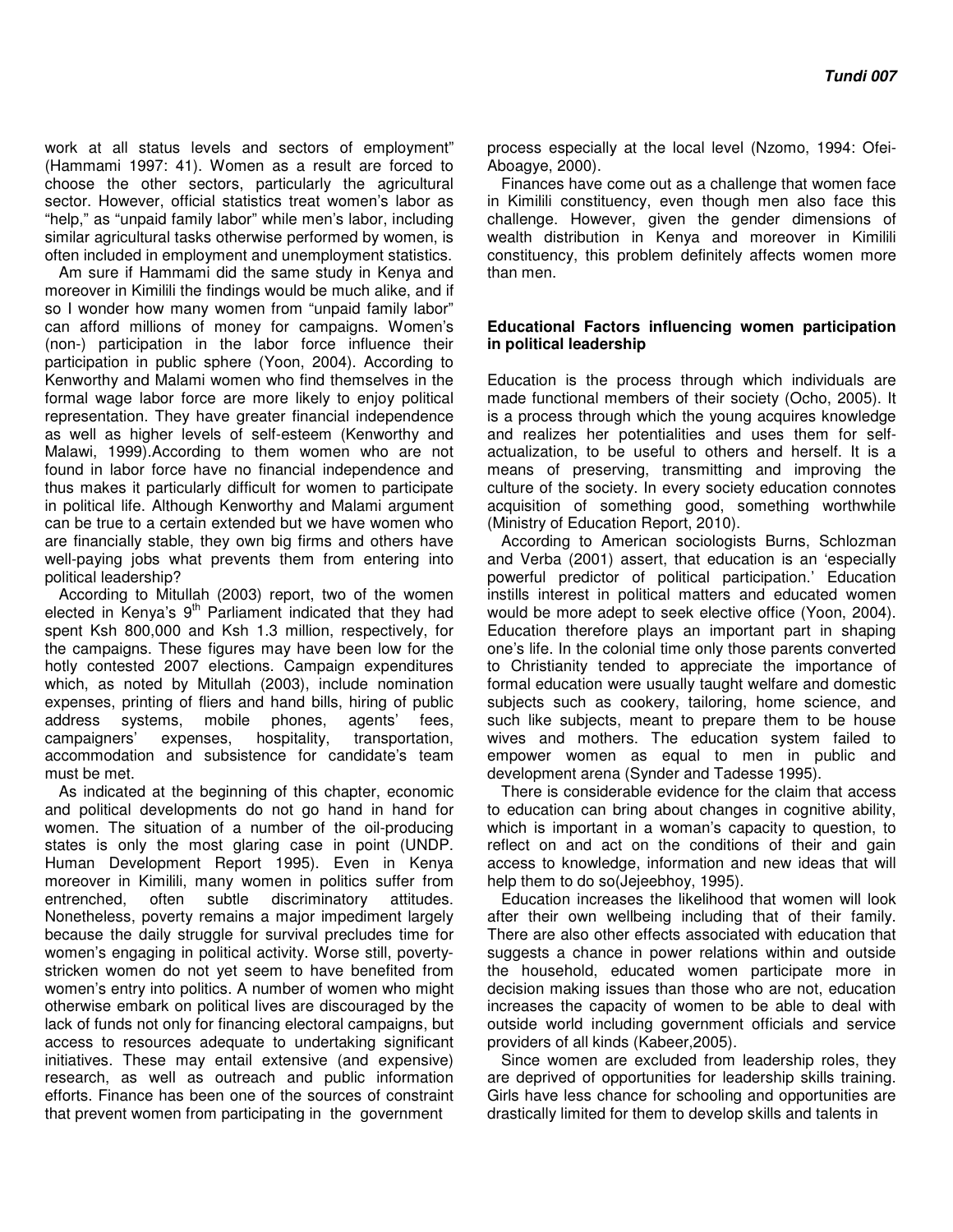work at all status levels and sectors of employment" (Hammami 1997: 41). Women as a result are forced to choose the other sectors, particularly the agricultural sector. However, official statistics treat women's labor as "help," as "unpaid family labor" while men's labor, including similar agricultural tasks otherwise performed by women, is often included in employment and unemployment statistics.

Am sure if Hammami did the same study in Kenya and moreover in Kimilili the findings would be much alike, and if so I wonder how many women from "unpaid family labor" can afford millions of money for campaigns. Women's (non-) participation in the labor force influence their participation in public sphere (Yoon, 2004). According to Kenworthy and Malami women who find themselves in the formal wage labor force are more likely to enjoy political representation. They have greater financial independence as well as higher levels of self-esteem (Kenworthy and Malawi, 1999).According to them women who are not found in labor force have no financial independence and thus makes it particularly difficult for women to participate in political life. Although Kenworthy and Malami argument can be true to a certain extended but we have women who are financially stable, they own big firms and others have well-paying jobs what prevents them from entering into political leadership?

According to Mitullah (2003) report, two of the women elected in Kenya's 9th Parliament indicated that they had spent Ksh 800,000 and Ksh 1.3 million, respectively, for the campaigns. These figures may have been low for the hotly contested 2007 elections. Campaign expenditures which, as noted by Mitullah (2003), include nomination expenses, printing of fliers and hand bills, hiring of public address systems, mobile phones, agents' fees, campaigners' expenses, hospitality, transportation, accommodation and subsistence for candidate's team must be met.

As indicated at the beginning of this chapter, economic and political developments do not go hand in hand for women. The situation of a number of the oil-producing states is only the most glaring case in point (UNDP. Human Development Report 1995). Even in Kenya moreover in Kimilili, many women in politics suffer from entrenched, often subtle discriminatory attitudes. Nonetheless, poverty remains a major impediment largely because the daily struggle for survival precludes time for women's engaging in political activity. Worse still, poverty-stricken women do not yet seem to have benefited from women's entry into politics. A number of women who might otherwise embark on political lives are discouraged by the lack of funds not only for financing electoral campaigns, but access to resources adequate to undertaking significant initiatives. These may entail extensive (and expensive) research, as well as outreach and public information efforts. Finance has been one of the sources of constraint that prevent women from participating in the government process especially at the local level (Nzomo, 1994: Ofei-Aboagye, 2000).

Finances have come out as a challenge that women face in Kimilili constituency, even though men also face this challenge. However, given the gender dimensions of wealth distribution in Kenya and moreover in Kimilili constituency, this problem definitely affects women more than men.

**Educational Factors influencing women participation in political leadership**

Education is the process through which individuals are made functional members of their society (Ocho, 2005). It is a process through which the young acquires knowledge and realizes her potentialities and uses them for self-actualization, to be useful to others and herself. It is a means of preserving, transmitting and improving the culture of the society. In every society education connotes acquisition of something good, something worthwhile (Ministry of Education Report, 2010).

According to American sociologists Burns, Schlozman and Verba (2001) assert, that education is an 'especially powerful predictor of political participation.' Education instills interest in political matters and educated women would be more adept to seek elective office (Yoon, 2004). Education therefore plays an important part in shaping one's life. In the colonial time only those parents converted to Christianity tended to appreciate the importance of formal education were usually taught welfare and domestic subjects such as cookery, tailoring, home science, and such like subjects, meant to prepare them to be house wives and mothers. The education system failed to empower women as equal to men in public and development arena (Synder and Tadesse 1995).

There is considerable evidence for the claim that access to education can bring about changes in cognitive ability, which is important in a woman's capacity to question, to reflect on and act on the conditions of their and gain access to knowledge, information and new ideas that will help them to do so(Jejeebhoy, 1995).

Education increases the likelihood that women will look after their own wellbeing including that of their family. There are also other effects associated with education that suggests a chance in power relations within and outside the household, educated women participate more in decision making issues than those who are not, education increases the capacity of women to be able to deal with outside world including government officials and service providers of all kinds (Kabeer,2005).

Since women are excluded from leadership roles, they are deprived of opportunities for leadership skills training. Girls have less chance for schooling and opportunities are drastically limited for them to develop skills and talents in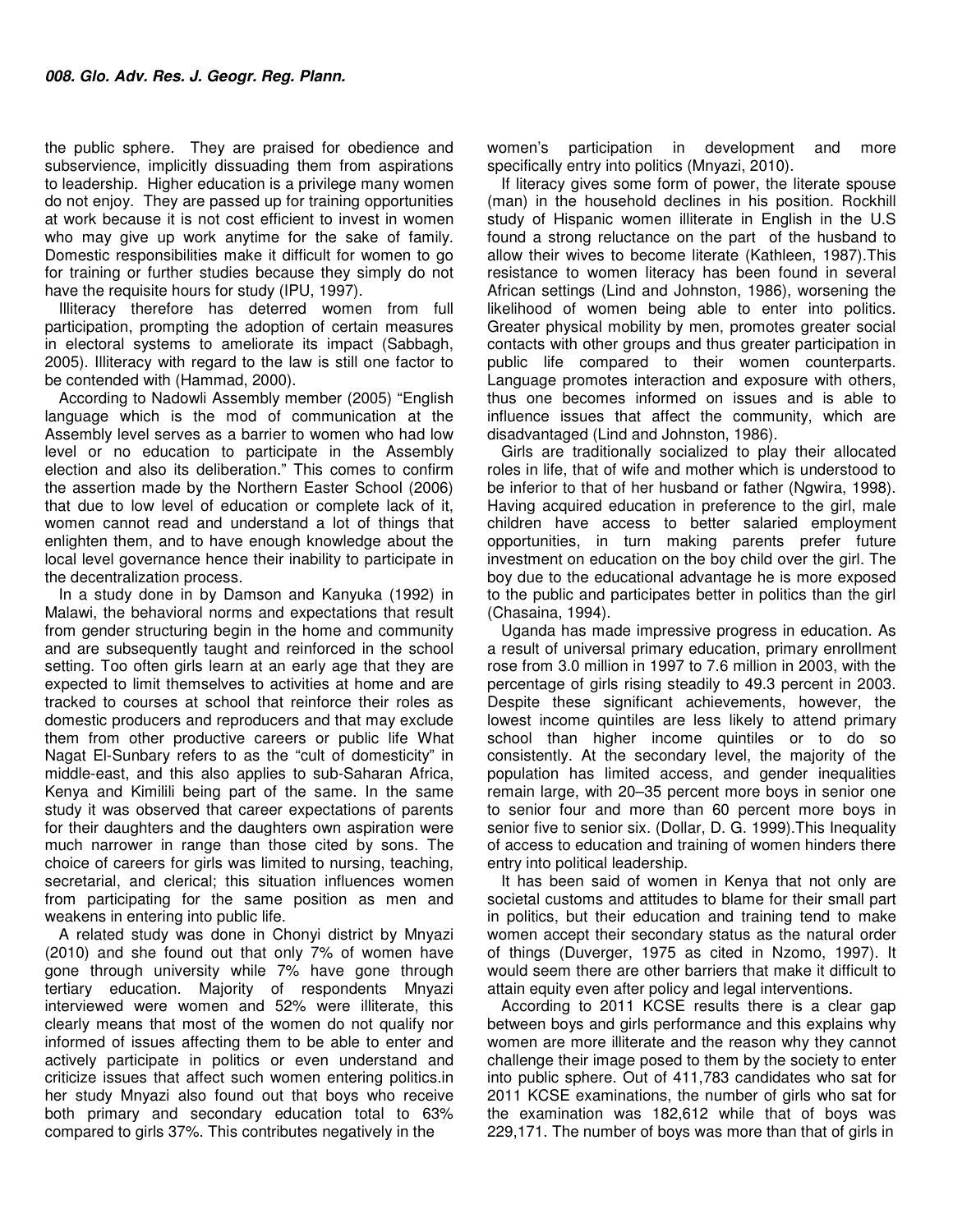the public sphere. They are praised for obedience and subservience, implicitly dissuading them from aspirations to leadership. Higher education is a privilege many women do not enjoy. They are passed up for training opportunities at work because it is not cost efficient to invest in women who may give up work anytime for the sake of family. Domestic responsibilities make it difficult for women to go for training or further studies because they simply do not have the requisite hours for study (IPU, 1997).

Illiteracy therefore has deterred women from full participation, prompting the adoption of certain measures in electoral systems to ameliorate its impact (Sabbagh, 2005). Illiteracy with regard to the law is still one factor to be contended with (Hammad, 2000).

According to Nadowli Assembly member (2005) "English language which is the mod of communication at the Assembly level serves as a barrier to women who had low level or no education to participate in the Assembly election and also its deliberation." This comes to confirm the assertion made by the Northern Easter School (2006) that due to low level of education or complete lack of it, women cannot read and understand a lot of things that enlighten them, and to have enough knowledge about the local level governance hence their inability to participate in the decentralization process.

In a study done in by Damson and Kanyuka (1992) in Malawi, the behavioral norms and expectations that result from gender structuring begin in the home and community and are subsequently taught and reinforced in the school setting. Too often girls learn at an early age that they are expected to limit themselves to activities at home and are tracked to courses at school that reinforce their roles as domestic producers and reproducers and that may exclude them from other productive careers or public life What Nagat El-Sunbary refers to as the "cult of domesticity" in middle-east, and this also applies to sub-Saharan Africa, Kenya and Kimilili being part of the same. In the same study it was observed that career expectations of parents for their daughters and the daughters own aspiration were much narrower in range than those cited by sons. The choice of careers for girls was limited to nursing, teaching, secretarial, and clerical; this situation influences women from participating for the same position as men and weakens in entering into public life.

A related study was done in Chonyi district by Mnyazi (2010) and she found out that only 7% of women have gone through university while 7% have gone through tertiary education. Majority of respondents Mnyazi interviewed were women and 52% were illiterate, this clearly means that most of the women do not qualify nor informed of issues affecting them to be able to enter and actively participate in politics or even understand and criticize issues that affect such women entering politics.in her study Mnyazi also found out that boys who receive both primary and secondary education total to 63% compared to girls 37%. This contributes negatively in the women's participation in development and more specifically entry into politics (Mnyazi, 2010).

If literacy gives some form of power, the literate spouse (man) in the household declines in his position. Rockhill study of Hispanic women illiterate in English in the U.S found a strong reluctance on the part of the husband to allow their wives to become literate (Kathleen, 1987).This resistance to women literacy has been found in several African settings (Lind and Johnston, 1986), worsening the likelihood of women being able to enter into politics. Greater physical mobility by men, promotes greater social contacts with other groups and thus greater participation in public life compared to their women counterparts. Language promotes interaction and exposure with others, thus one becomes informed on issues and is able to influence issues that affect the community, which are disadvantaged (Lind and Johnston, 1986).

Girls are traditionally socialized to play their allocated roles in life, that of wife and mother which is understood to be inferior to that of her husband or father (Ngwira, 1998). Having acquired education in preference to the girl, male children have access to better salaried employment opportunities, in turn making parents prefer future investment on education on the boy child over the girl. The boy due to the educational advantage he is more exposed to the public and participates better in politics than the girl (Chasaina, 1994).

Uganda has made impressive progress in education. As a result of universal primary education, primary enrollment rose from 3.0 million in 1997 to 7.6 million in 2003, with the percentage of girls rising steadily to 49.3 percent in 2003. Despite these significant achievements, however, the lowest income quintiles are less likely to attend primary school than higher income quintiles or to do so consistently. At the secondary level, the majority of the population has limited access, and gender inequalities remain large, with 20–35 percent more boys in senior one to senior four and more than 60 percent more boys in senior five to senior six. (Dollar, D. G. 1999).This Inequality of access to education and training of women hinders there entry into political leadership.

It has been said of women in Kenya that not only are societal customs and attitudes to blame for their small part in politics, but their education and training tend to make women accept their secondary status as the natural order of things (Duverger, 1975 as cited in Nzomo, 1997). It would seem there are other barriers that make it difficult to attain equity even after policy and legal interventions.

According to 2011 KCSE results there is a clear gap between boys and girls performance and this explains why women are more illiterate and the reason why they cannot challenge their image posed to them by the society to enter into public sphere. Out of 411,783 candidates who sat for 2011 KCSE examinations, the number of girls who sat for the examination was 182,612 while that of boys was 229,171. The number of boys was more than that of girls in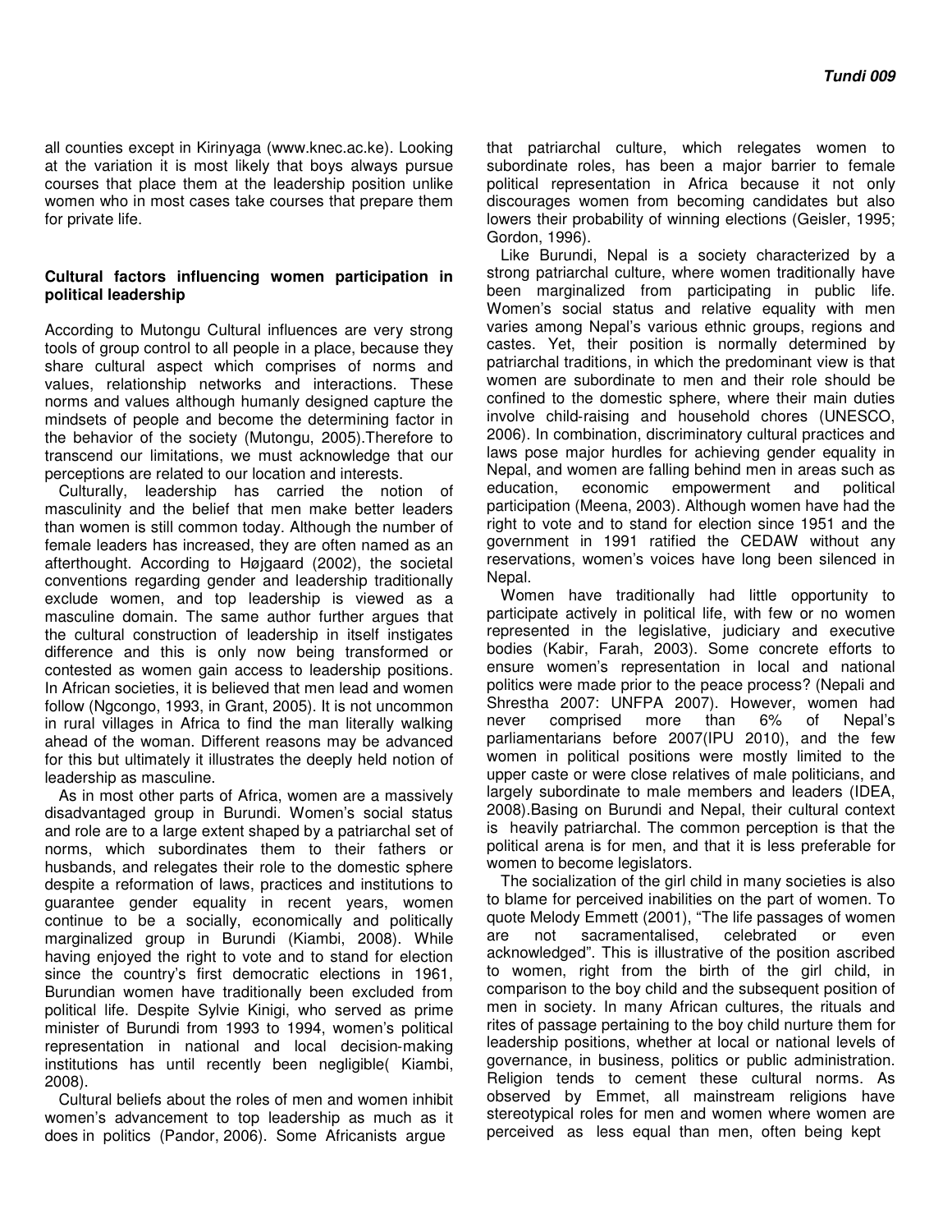all counties except in Kirinyaga (www.knec.ac.ke). Looking at the variation it is most likely that boys always pursue courses that place them at the leadership position unlike women who in most cases take courses that prepare them for private life.

**Cultural factors influencing women participation in political leadership**

According to Mutongu Cultural influences are very strong tools of group control to all people in a place, because they share cultural aspect which comprises of norms and values, relationship networks and interactions. These norms and values although humanly designed capture the mindsets of people and become the determining factor in the behavior of the society (Mutongu, 2005).Therefore to transcend our limitations, we must acknowledge that our perceptions are related to our location and interests.

Culturally, leadership has carried the notion of masculinity and the belief that men make better leaders than women is still common today. Although the number of female leaders has increased, they are often named as an afterthought. According to Højgaard (2002), the societal conventions regarding gender and leadership traditionally exclude women, and top leadership is viewed as a masculine domain. The same author further argues that the cultural construction of leadership in itself instigates difference and this is only now being transformed or contested as women gain access to leadership positions. In African societies, it is believed that men lead and women follow (Ngcongo, 1993, in Grant, 2005). It is not uncommon in rural villages in Africa to find the man literally walking ahead of the woman. Different reasons may be advanced for this but ultimately it illustrates the deeply held notion of leadership as masculine.

As in most other parts of Africa, women are a massively disadvantaged group in Burundi. Women's social status and role are to a large extent shaped by a patriarchal set of norms, which subordinates them to their fathers or husbands, and relegates their role to the domestic sphere despite a reformation of laws, practices and institutions to guarantee gender equality in recent years, women continue to be a socially, economically and politically marginalized group in Burundi (Kiambi, 2008). While having enjoyed the right to vote and to stand for election since the country's first democratic elections in 1961, Burundian women have traditionally been excluded from political life. Despite Sylvie Kinigi, who served as prime minister of Burundi from 1993 to 1994, women's political representation in national and local decision-making institutions has until recently been negligible( Kiambi, 2008).

Cultural beliefs about the roles of men and women inhibit women's advancement to top leadership as much as it does in politics (Pandor, 2006). Some Africanists argue that patriarchal culture, which relegates women to subordinate roles, has been a major barrier to female political representation in Africa because it not only discourages women from becoming candidates but also lowers their probability of winning elections (Geisler, 1995; Gordon, 1996).

Like Burundi, Nepal is a society characterized by a strong patriarchal culture, where women traditionally have been marginalized from participating in public life. Women's social status and relative equality with men varies among Nepal's various ethnic groups, regions and castes. Yet, their position is normally determined by patriarchal traditions, in which the predominant view is that women are subordinate to men and their role should be confined to the domestic sphere, where their main duties involve child-raising and household chores (UNESCO, 2006). In combination, discriminatory cultural practices and laws pose major hurdles for achieving gender equality in Nepal, and women are falling behind men in areas such as education, economic empowerment and political participation (Meena, 2003). Although women have had the right to vote and to stand for election since 1951 and the government in 1991 ratified the CEDAW without any reservations, women's voices have long been silenced in Nepal.

Women have traditionally had little opportunity to participate actively in political life, with few or no women represented in the legislative, judiciary and executive bodies (Kabir, Farah, 2003). Some concrete efforts to ensure women's representation in local and national politics were made prior to the peace process? (Nepali and Shrestha 2007: UNFPA 2007). However, women had never comprised more than 6% of Nepal's parliamentarians before 2007(IPU 2010), and the few women in political positions were mostly limited to the upper caste or were close relatives of male politicians, and largely subordinate to male members and leaders (IDEA, 2008).Basing on Burundi and Nepal, their cultural context is heavily patriarchal. The common perception is that the political arena is for men, and that it is less preferable for women to become legislators.

The socialization of the girl child in many societies is also to blame for perceived inabilities on the part of women. To quote Melody Emmett (2001), "The life passages of women are not sacramentalised, celebrated or even acknowledged". This is illustrative of the position ascribed to women, right from the birth of the girl child, in comparison to the boy child and the subsequent position of men in society. In many African cultures, the rituals and rites of passage pertaining to the boy child nurture them for leadership positions, whether at local or national levels of governance, in business, politics or public administration. Religion tends to cement these cultural norms. As observed by Emmet, all mainstream religions have stereotypical roles for men and women where women are perceived as less equal than men, often being kept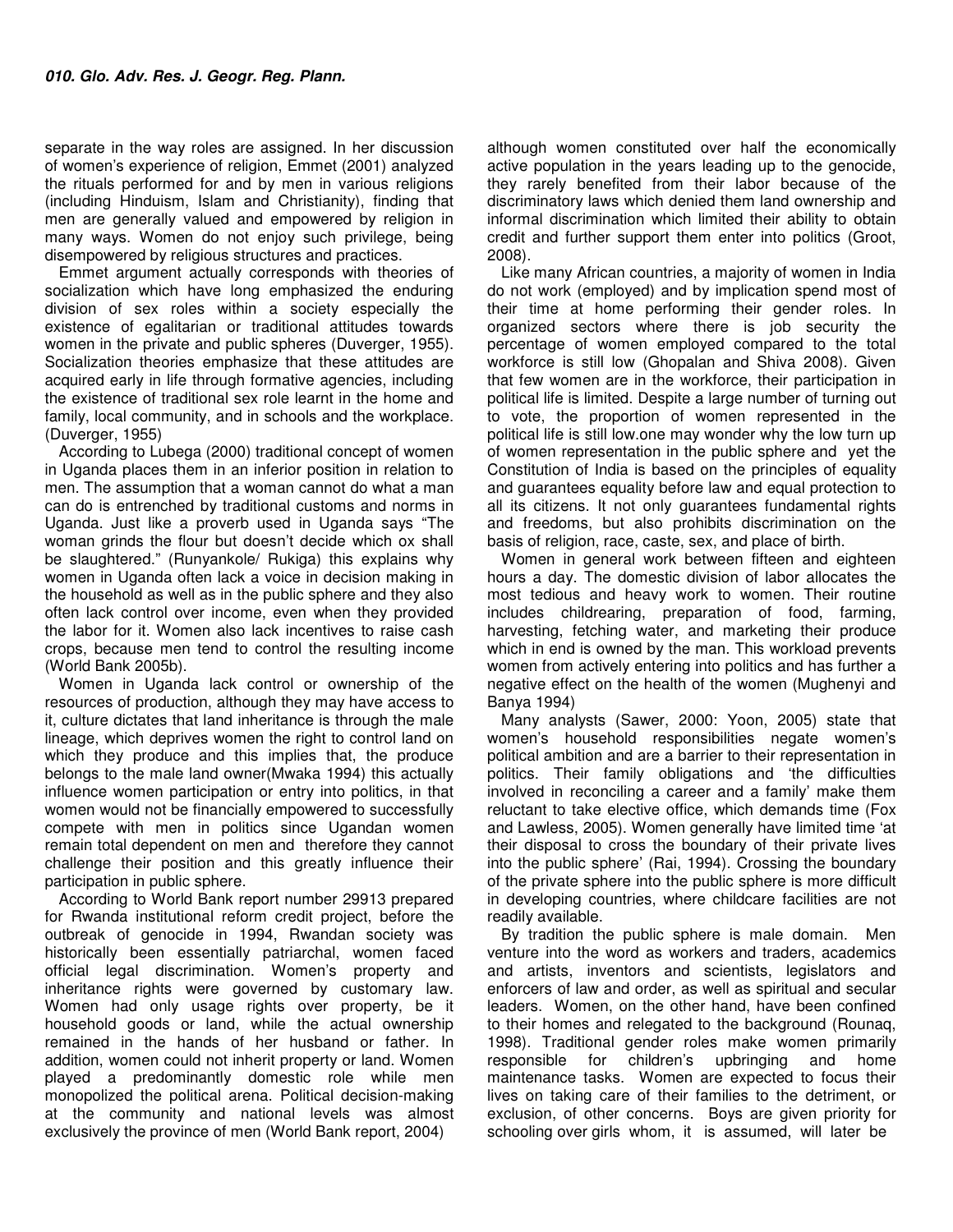separate in the way roles are assigned. In her discussion of women's experience of religion, Emmet (2001) analyzed the rituals performed for and by men in various religions (including Hinduism, Islam and Christianity), finding that men are generally valued and empowered by religion in many ways. Women do not enjoy such privilege, being disempowered by religious structures and practices.

Emmet argument actually corresponds with theories of socialization which have long emphasized the enduring division of sex roles within a society especially the existence of egalitarian or traditional attitudes towards women in the private and public spheres (Duverger, 1955). Socialization theories emphasize that these attitudes are acquired early in life through formative agencies, including the existence of traditional sex role learnt in the home and family, local community, and in schools and the workplace. (Duverger, 1955)

According to Lubega (2000) traditional concept of women in Uganda places them in an inferior position in relation to men. The assumption that a woman cannot do what a man can do is entrenched by traditional customs and norms in Uganda. Just like a proverb used in Uganda says "The woman grinds the flour but doesn't decide which ox shall be slaughtered." (Runyankole/ Rukiga) this explains why women in Uganda often lack a voice in decision making in the household as well as in the public sphere and they also often lack control over income, even when they provided the labor for it. Women also lack incentives to raise cash crops, because men tend to control the resulting income (World Bank 2005b).

Women in Uganda lack control or ownership of the resources of production, although they may have access to it, culture dictates that land inheritance is through the male lineage, which deprives women the right to control land on which they produce and this implies that, the produce belongs to the male land owner(Mwaka 1994) this actually influence women participation or entry into politics, in that women would not be financially empowered to successfully compete with men in politics since Ugandan women remain total dependent on men and therefore they cannot challenge their position and this greatly influence their participation in public sphere.

According to World Bank report number 29913 prepared for Rwanda institutional reform credit project, before the outbreak of genocide in 1994, Rwandan society was historically been essentially patriarchal, women faced official legal discrimination. Women's property and inheritance rights were governed by customary law. Women had only usage rights over property, be it household goods or land, while the actual ownership remained in the hands of her husband or father. In addition, women could not inherit property or land. Women played a predominantly domestic role while men monopolized the political arena. Political decision-making at the community and national levels was almost exclusively the province of men (World Bank report, 2004) although women constituted over half the economically active population in the years leading up to the genocide, they rarely benefited from their labor because of the discriminatory laws which denied them land ownership and informal discrimination which limited their ability to obtain credit and further support them enter into politics (Groot, 2008).

Like many African countries, a majority of women in India do not work (employed) and by implication spend most of their time at home performing their gender roles. In organized sectors where there is job security the percentage of women employed compared to the total workforce is still low (Ghopalan and Shiva 2008). Given that few women are in the workforce, their participation in political life is limited. Despite a large number of turning out to vote, the proportion of women represented in the political life is still low.one may wonder why the low turn up of women representation in the public sphere and yet the Constitution of India is based on the principles of equality and guarantees equality before law and equal protection to all its citizens. It not only guarantees fundamental rights and freedoms, but also prohibits discrimination on the basis of religion, race, caste, sex, and place of birth.

Women in general work between fifteen and eighteen hours a day. The domestic division of labor allocates the most tedious and heavy work to women. Their routine includes childrearing, preparation of food, farming, harvesting, fetching water, and marketing their produce which in end is owned by the man. This workload prevents women from actively entering into politics and has further a negative effect on the health of the women (Mughenyi and Banya 1994)

Many analysts (Sawer, 2000: Yoon, 2005) state that women's household responsibilities negate women's political ambition and are a barrier to their representation in politics. Their family obligations and 'the difficulties involved in reconciling a career and a family' make them reluctant to take elective office, which demands time (Fox and Lawless, 2005). Women generally have limited time 'at their disposal to cross the boundary of their private lives into the public sphere' (Rai, 1994). Crossing the boundary of the private sphere into the public sphere is more difficult in developing countries, where childcare facilities are not readily available.

By tradition the public sphere is male domain. Men venture into the word as workers and traders, academics and artists, inventors and scientists, legislators and enforcers of law and order, as well as spiritual and secular leaders. Women, on the other hand, have been confined to their homes and relegated to the background (Rounaq, 1998). Traditional gender roles make women primarily responsible for children's upbringing and home maintenance tasks. Women are expected to focus their lives on taking care of their families to the detriment, or exclusion, of other concerns. Boys are given priority for schooling over girls whom, it is assumed, will later be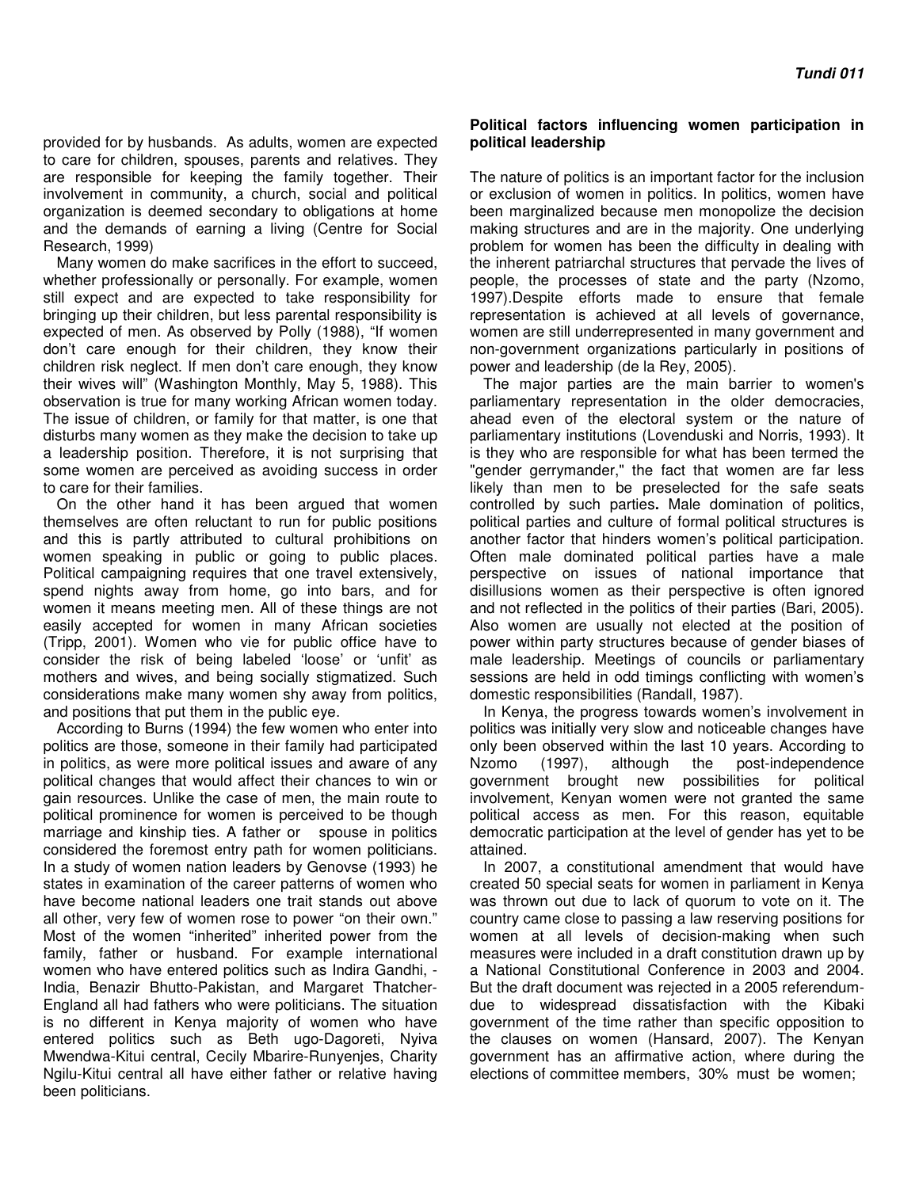provided for by husbands. As adults, women are expected to care for children, spouses, parents and relatives. They are responsible for keeping the family together. Their involvement in community, a church, social and political organization is deemed secondary to obligations at home and the demands of earning a living (Centre for Social Research, 1999)

Many women do make sacrifices in the effort to succeed, whether professionally or personally. For example, women still expect and are expected to take responsibility for bringing up their children, but less parental responsibility is expected of men. As observed by Polly (1988), "If women don't care enough for their children, they know their children risk neglect. If men don't care enough, they know their wives will" (Washington Monthly, May 5, 1988). This observation is true for many working African women today. The issue of children, or family for that matter, is one that disturbs many women as they make the decision to take up a leadership position. Therefore, it is not surprising that some women are perceived as avoiding success in order to care for their families.

On the other hand it has been argued that women themselves are often reluctant to run for public positions and this is partly attributed to cultural prohibitions on women speaking in public or going to public places. Political campaigning requires that one travel extensively, spend nights away from home, go into bars, and for women it means meeting men. All of these things are not easily accepted for women in many African societies (Tripp, 2001). Women who vie for public office have to consider the risk of being labeled 'loose' or 'unfit' as mothers and wives, and being socially stigmatized. Such considerations make many women shy away from politics, and positions that put them in the public eye.

According to Burns (1994) the few women who enter into politics are those, someone in their family had participated in politics, as were more political issues and aware of any political changes that would affect their chances to win or gain resources. Unlike the case of men, the main route to political prominence for women is perceived to be though marriage and kinship ties. A father or spouse in politics considered the foremost entry path for women politicians. In a study of women nation leaders by Genovse (1993) he states in examination of the career patterns of women who have become national leaders one trait stands out above all other, very few of women rose to power "on their own." Most of the women "inherited" inherited power from the family, father or husband. For example international women who have entered politics such as Indira Gandhi, -India, Benazir Bhutto-Pakistan, and Margaret Thatcher-England all had fathers who were politicians. The situation is no different in Kenya majority of women who have entered politics such as Beth ugo-Dagoreti, Nyiva Mwendwa-Kitui central, Cecily Mbarire-Runyenjes, Charity Ngilu-Kitui central all have either father or relative having been politicians.

**Political factors influencing women participation in political leadership**

The nature of politics is an important factor for the inclusion or exclusion of women in politics. In politics, women have been marginalized because men monopolize the decision making structures and are in the majority. One underlying problem for women has been the difficulty in dealing with the inherent patriarchal structures that pervade the lives of people, the processes of state and the party (Nzomo, 1997).Despite efforts made to ensure that female representation is achieved at all levels of governance, women are still underrepresented in many government and non-government organizations particularly in positions of power and leadership (de la Rey, 2005).

The major parties are the main barrier to women's parliamentary representation in the older democracies, ahead even of the electoral system or the nature of parliamentary institutions (Lovenduski and Norris, 1993). It is they who are responsible for what has been termed the "gender gerrymander," the fact that women are far less likely than men to be preselected for the safe seats controlled by such parties**.** Male domination of politics, political parties and culture of formal political structures is another factor that hinders women's political participation. Often male dominated political parties have a male perspective on issues of national importance that disillusions women as their perspective is often ignored and not reflected in the politics of their parties (Bari, 2005). Also women are usually not elected at the position of power within party structures because of gender biases of male leadership. Meetings of councils or parliamentary sessions are held in odd timings conflicting with women's domestic responsibilities (Randall, 1987).

In Kenya, the progress towards women's involvement in politics was initially very slow and noticeable changes have only been observed within the last 10 years. According to Nzomo (1997), although the post-independence government brought new possibilities for political involvement, Kenyan women were not granted the same political access as men. For this reason, equitable democratic participation at the level of gender has yet to be attained.

In 2007, a constitutional amendment that would have created 50 special seats for women in parliament in Kenya was thrown out due to lack of quorum to vote on it. The country came close to passing a law reserving positions for women at all levels of decision-making when such measures were included in a draft constitution drawn up by a National Constitutional Conference in 2003 and 2004. But the draft document was rejected in a 2005 referendum-due to widespread dissatisfaction with the Kibaki government of the time rather than specific opposition to the clauses on women (Hansard, 2007). The Kenyan government has an affirmative action, where during the elections of committee members, 30% must be women;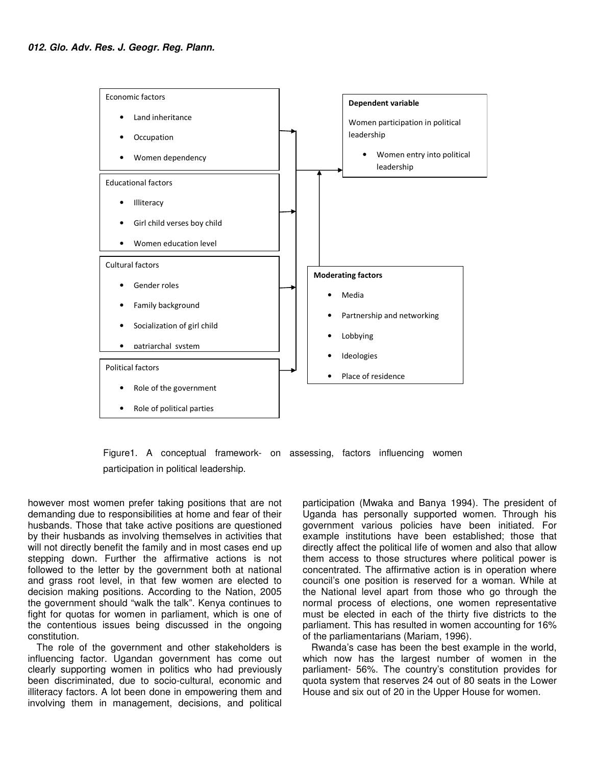Economic factors

- Land inheritance
- Occupation
- Women dependency

Educational factors

- Illiteracy
- Girl child verses boy child
- Women education level

Cultural factors

- Gender roles
- Family background
- Socialization of girl child
- patriarchal system

Political factors

- Role of the government
- Role of political parties

**Dependent variable**

Women participation in political leadership

- Women entry into political leadership

**Moderating factors**

- Media
- Partnership and networking
- Lobbying
- Ideologies
- Place of residence

Figure1. A conceptual framework- on assessing, factors influencing women participation in political leadership.

however most women prefer taking positions that are not demanding due to responsibilities at home and fear of their husbands. Those that take active positions are questioned by their husbands as involving themselves in activities that will not directly benefit the family and in most cases end up stepping down. Further the affirmative actions is not followed to the letter by the government both at national and grass root level, in that few women are elected to decision making positions. According to the Nation, 2005 the government should "walk the talk". Kenya continues to fight for quotas for women in parliament, which is one of the contentious issues being discussed in the ongoing constitution.

The role of the government and other stakeholders is influencing factor. Ugandan government has come out clearly supporting women in politics who had previously been discriminated, due to socio-cultural, economic and illiteracy factors. A lot been done in empowering them and involving them in management, decisions, and political participation (Mwaka and Banya 1994). The president of Uganda has personally supported women. Through his government various policies have been initiated. For example institutions have been established; those that directly affect the political life of women and also that allow them access to those structures where political power is concentrated. The affirmative action is in operation where council's one position is reserved for a woman. While at the National level apart from those who go through the normal process of elections, one women representative must be elected in each of the thirty five districts to the parliament. This has resulted in women accounting for 16% of the parliamentarians (Mariam, 1996).

Rwanda's case has been the best example in the world, which now has the largest number of women in the parliament- 56%. The country's constitution provides for quota system that reserves 24 out of 80 seats in the Lower House and six out of 20 in the Upper House for women.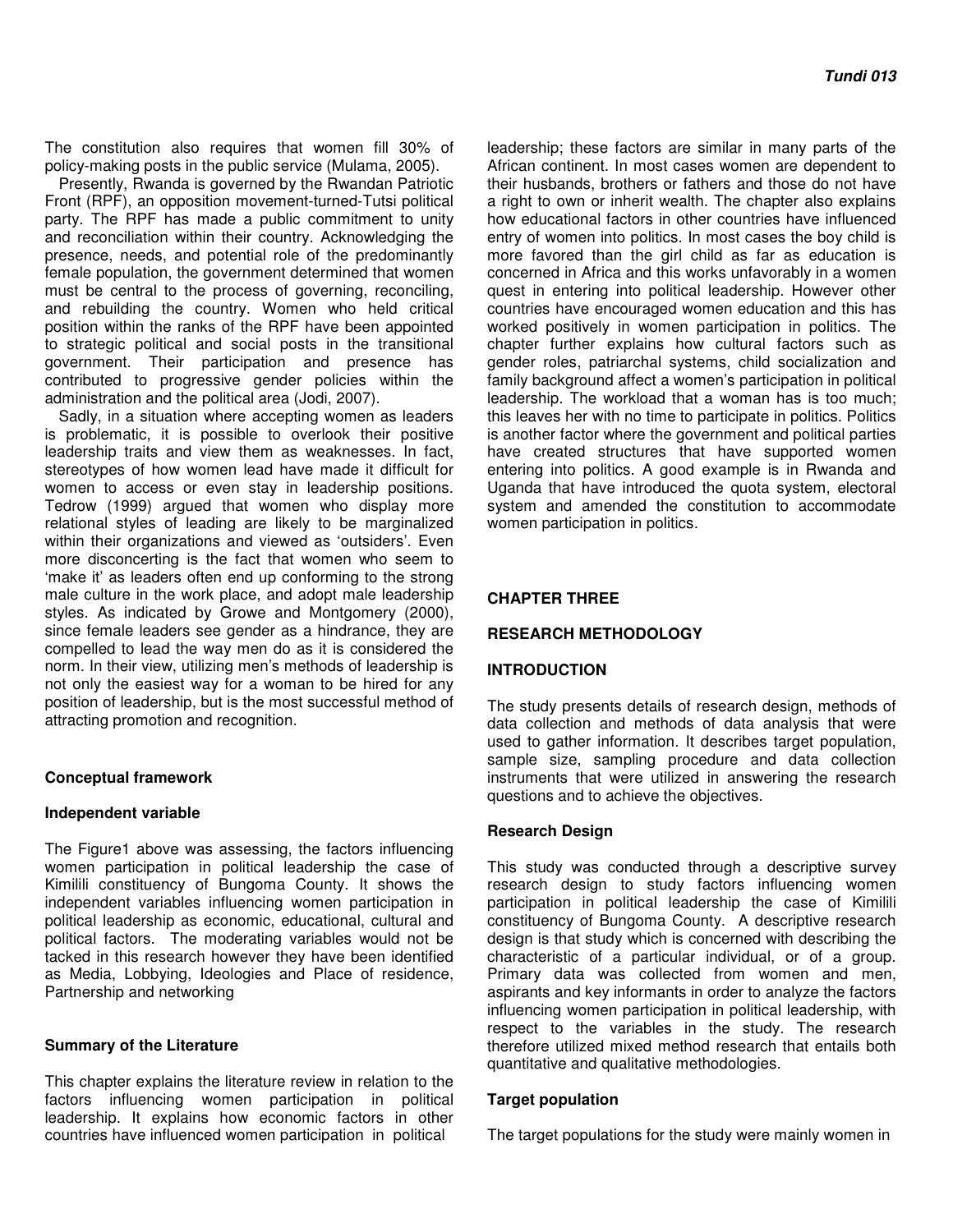The constitution also requires that women fill 30% of policy-making posts in the public service (Mulama, 2005).

Presently, Rwanda is governed by the Rwandan Patriotic Front (RPF), an opposition movement-turned-Tutsi political party. The RPF has made a public commitment to unity and reconciliation within their country. Acknowledging the presence, needs, and potential role of the predominantly female population, the government determined that women must be central to the process of governing, reconciling, and rebuilding the country. Women who held critical position within the ranks of the RPF have been appointed to strategic political and social posts in the transitional government. Their participation and presence has contributed to progressive gender policies within the administration and the political area (Jodi, 2007).

Sadly, in a situation where accepting women as leaders is problematic, it is possible to overlook their positive leadership traits and view them as weaknesses. In fact, stereotypes of how women lead have made it difficult for women to access or even stay in leadership positions. Tedrow (1999) argued that women who display more relational styles of leading are likely to be marginalized within their organizations and viewed as 'outsiders'. Even more disconcerting is the fact that women who seem to 'make it' as leaders often end up conforming to the strong male culture in the work place, and adopt male leadership styles. As indicated by Growe and Montgomery (2000), since female leaders see gender as a hindrance, they are compelled to lead the way men do as it is considered the norm. In their view, utilizing men's methods of leadership is not only the easiest way for a woman to be hired for any position of leadership, but is the most successful method of attracting promotion and recognition.

### Conceptual framework

#### Independent variable

The Figure1 above was assessing, the factors influencing women participation in political leadership the case of Kimilili constituency of Bungoma County. It shows the independent variables influencing women participation in political leadership as economic, educational, cultural and political factors. The moderating variables would not be tacked in this research however they have been identified as Media, Lobbying, Ideologies and Place of residence, Partnership and networking

### Summary of the Literature

This chapter explains the literature review in relation to the factors influencing women participation in political leadership. It explains how economic factors in other countries have influenced women participation in political leadership; these factors are similar in many parts of the African continent. In most cases women are dependent to their husbands, brothers or fathers and those do not have a right to own or inherit wealth. The chapter also explains how educational factors in other countries have influenced entry of women into politics. In most cases the boy child is more favored than the girl child as far as education is concerned in Africa and this works unfavorably in a women quest in entering into political leadership. However other countries have encouraged women education and this has worked positively in women participation in politics. The chapter further explains how cultural factors such as gender roles, patriarchal systems, child socialization and family background affect a women's participation in political leadership. The workload that a woman has is too much; this leaves her with no time to participate in politics. Politics is another factor where the government and political parties have created structures that have supported women entering into politics. A good example is in Rwanda and Uganda that have introduced the quota system, electoral system and amended the constitution to accommodate women participation in politics.

## CHAPTER THREE

## RESEARCH METHODOLOGY

### INTRODUCTION

The study presents details of research design, methods of data collection and methods of data analysis that were used to gather information. It describes target population, sample size, sampling procedure and data collection instruments that were utilized in answering the research questions and to achieve the objectives.

### Research Design

This study was conducted through a descriptive survey research design to study factors influencing women participation in political leadership the case of Kimilili constituency of Bungoma County. A descriptive research design is that study which is concerned with describing the characteristic of a particular individual, or of a group. Primary data was collected from women and men, aspirants and key informants in order to analyze the factors influencing women participation in political leadership, with respect to the variables in the study. The research therefore utilized mixed method research that entails both quantitative and qualitative methodologies.

### Target population

The target populations for the study were mainly women in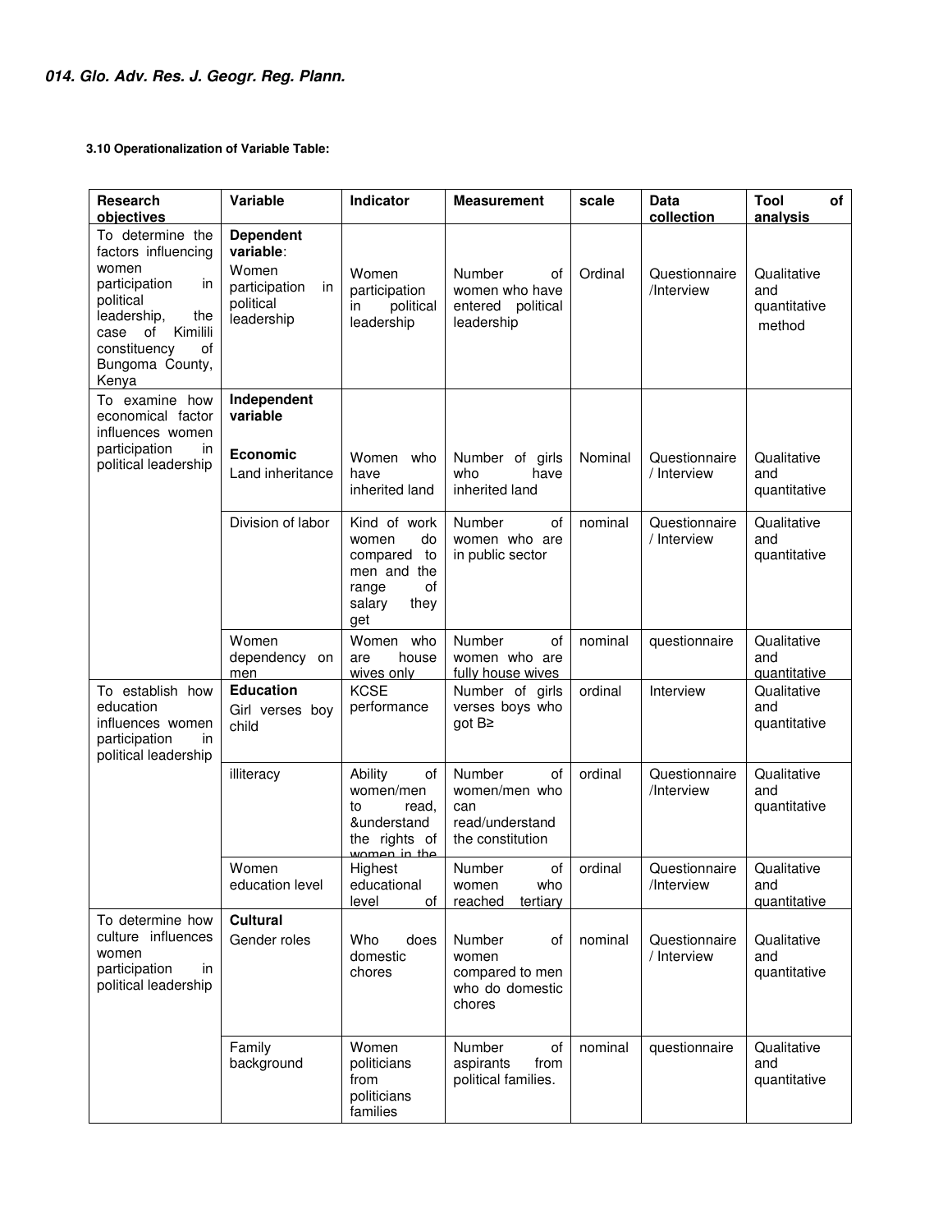**3.10 Operationalization of Variable Table:**

| Research objectives | Variable | Indicator | Measurement | scale | Data collection | Tool of analysis |
|---|---|---|---|---|---|---|
| To determine the factors influencing women participation in political leadership, the case of Kimilili constituency of Bungoma County, Kenya | **Dependent variable**: Women participation in political leadership | Women participation in political leadership | Number of women who have entered political leadership | Ordinal | Questionnaire /Interview | Qualitative and quantitative method |
| To examine how economical factor influences women participation in political leadership | **Independent variable** **Economic** Land inheritance | Women who have inherited land | Number of girls who have inherited land | Nominal | Questionnaire / Interview | Qualitative and quantitative |
| | Division of labor | Kind of work women do compared to men and the range of salary they get | Number of women who are in public sector | nominal | Questionnaire / Interview | Qualitative and quantitative |
| | Women dependency on men | Women who are house wives only | Number of women who are fully house wives | nominal | questionnaire | Qualitative and quantitative |
| To establish how education influences women participation in political leadership | **Education** Girl verses boy child | KCSE performance | Number of girls verses boys who got B≥ | ordinal | Interview | Qualitative and quantitative |
| | illiteracy | Ability of women/men to read, &understand the rights of women in the | Number of women/men who can read/understand the constitution | ordinal | Questionnaire /Interview | Qualitative and quantitative |
| | Women education level | Highest educational level of | Number of women who reached tertiary | ordinal | Questionnaire /Interview | Qualitative and quantitative |
| To determine how culture influences women participation in political leadership | **Cultural** Gender roles | Who does domestic chores | Number of women compared to men who do domestic chores | nominal | Questionnaire / Interview | Qualitative and quantitative |
| | Family background | Women politicians from politicians families | Number of aspirants from political families. | nominal | questionnaire | Qualitative and quantitative |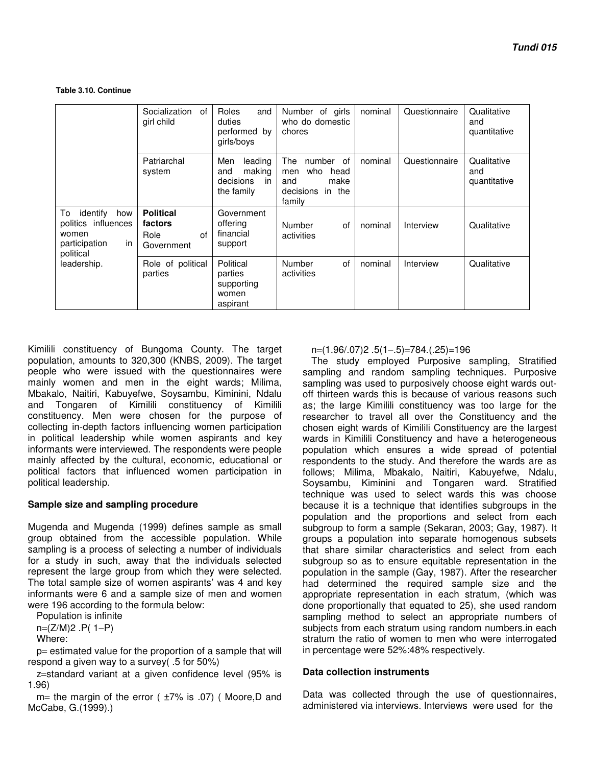**Table 3.10. Continue**

| | | | | | | |
|---|---|---|---|---|---|---|
| | Socialization of girl child | Roles and duties performed by girls/boys | Number of girls who do domestic chores | nominal | Questionnaire | Qualitative and quantitative |
| | Patriarchal system | Men leading and making decisions in the family | The number of men who head and make decisions in the family | nominal | Questionnaire | Qualitative and quantitative |
| To identify how politics influences women participation in political leadership. | **Political factors** Role of Government | Government offering financial support | Number of activities | nominal | Interview | Qualitative |
| | Role of political parties | Political parties supporting women aspirant | Number of activities | nominal | Interview | Qualitative |

Kimilili constituency of Bungoma County. The target population, amounts to 320,300 (KNBS, 2009). The target people who were issued with the questionnaires were mainly women and men in the eight wards; Milima, Mbakalo, Naitiri, Kabuyefwe, Soysambu, Kiminini, Ndalu and Tongaren of Kimilili constituency of Kimilili constituency. Men were chosen for the purpose of collecting in-depth factors influencing women participation in political leadership while women aspirants and key informants were interviewed. The respondents were people mainly affected by the cultural, economic, educational or political factors that influenced women participation in political leadership.

### Sample size and sampling procedure

Mugenda and Mugenda (1999) defines sample as small group obtained from the accessible population. While sampling is a process of selecting a number of individuals for a study in such, away that the individuals selected represent the large group from which they were selected. The total sample size of women aspirants' was 4 and key informants were 6 and a sample size of men and women were 196 according to the formula below:

Population is infinite

$n=(Z/M)2 .P( 1-P)$

Where:

p= estimated value for the proportion of a sample that will respond a given way to a survey( .5 for 50%)

z=standard variant at a given confidence level (95% is 1.96)

m= the margin of the error ( ±7% is .07) ( Moore,D and McCabe, G.(1999).)

$n=(1.96/.07)2 .5(1-.5)=784.(.25)=196$

The study employed Purposive sampling, Stratified sampling and random sampling techniques. Purposive sampling was used to purposively choose eight wards out-off thirteen wards this is because of various reasons such as; the large Kimilili constituency was too large for the researcher to travel all over the Constituency and the chosen eight wards of Kimilili Constituency are the largest wards in Kimilili Constituency and have a heterogeneous population which ensures a wide spread of potential respondents to the study. And therefore the wards are as follows; Milima, Mbakalo, Naitiri, Kabuyefwe, Ndalu, Soysambu, Kiminini and Tongaren ward. Stratified technique was used to select wards this was choose because it is a technique that identifies subgroups in the population and the proportions and select from each subgroup to form a sample (Sekaran, 2003; Gay, 1987). It groups a population into separate homogenous subsets that share similar characteristics and select from each subgroup so as to ensure equitable representation in the population in the sample (Gay, 1987). After the researcher had determined the required sample size and the appropriate representation in each stratum, (which was done proportionally that equated to 25), she used random sampling method to select an appropriate numbers of subjects from each stratum using random numbers.in each stratum the ratio of women to men who were interrogated in percentage were 52%:48% respectively.

### Data collection instruments

Data was collected through the use of questionnaires, administered via interviews. Interviews were used for the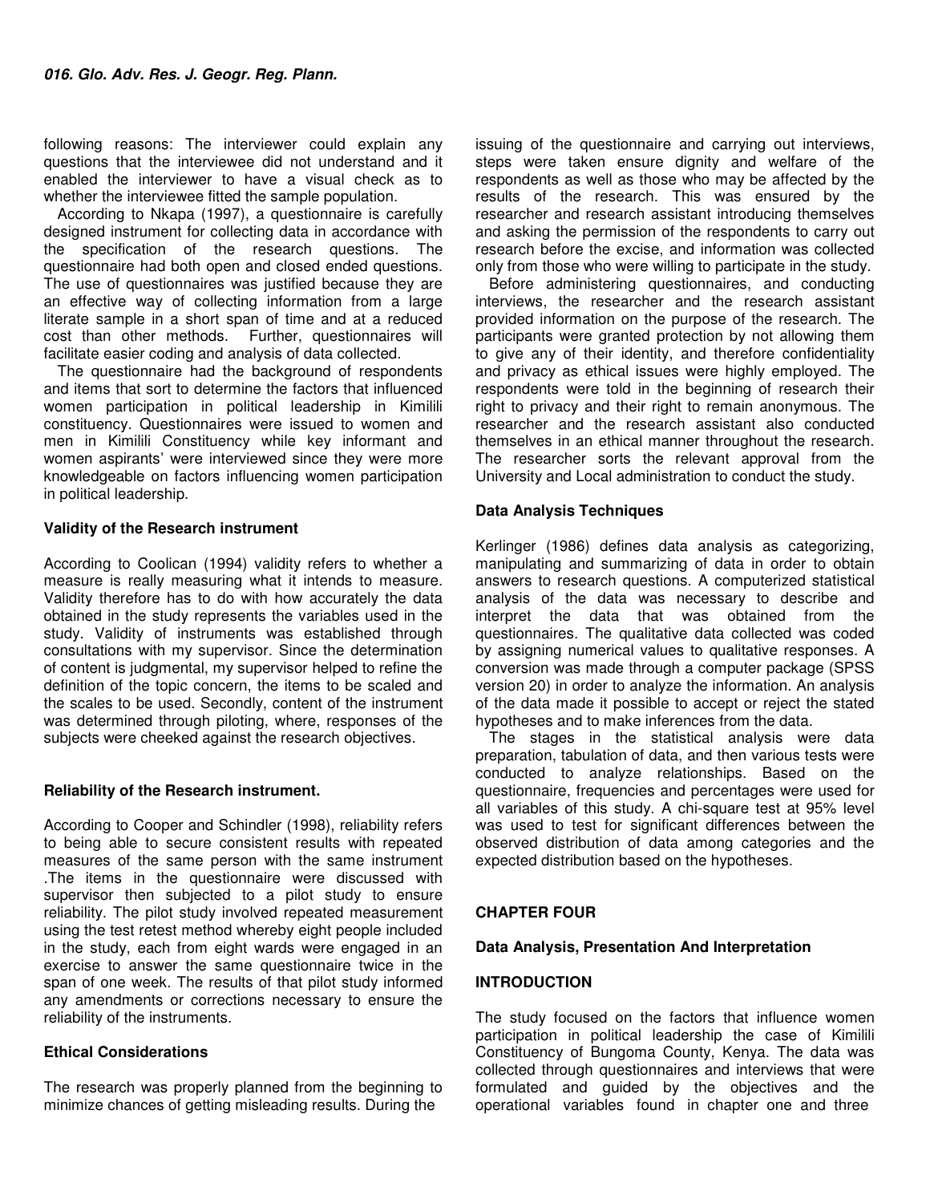following reasons: The interviewer could explain any questions that the interviewee did not understand and it enabled the interviewer to have a visual check as to whether the interviewee fitted the sample population.

According to Nkapa (1997), a questionnaire is carefully designed instrument for collecting data in accordance with the specification of the research questions. The questionnaire had both open and closed ended questions. The use of questionnaires was justified because they are an effective way of collecting information from a large literate sample in a short span of time and at a reduced cost than other methods. Further, questionnaires will facilitate easier coding and analysis of data collected.

The questionnaire had the background of respondents and items that sort to determine the factors that influenced women participation in political leadership in Kimilili constituency. Questionnaires were issued to women and men in Kimilili Constituency while key informant and women aspirants' were interviewed since they were more knowledgeable on factors influencing women participation in political leadership.

### Validity of the Research instrument

According to Coolican (1994) validity refers to whether a measure is really measuring what it intends to measure. Validity therefore has to do with how accurately the data obtained in the study represents the variables used in the study. Validity of instruments was established through consultations with my supervisor. Since the determination of content is judgmental, my supervisor helped to refine the definition of the topic concern, the items to be scaled and the scales to be used. Secondly, content of the instrument was determined through piloting, where, responses of the subjects were cheeked against the research objectives.

### Reliability of the Research instrument.

According to Cooper and Schindler (1998), reliability refers to being able to secure consistent results with repeated measures of the same person with the same instrument .The items in the questionnaire were discussed with supervisor then subjected to a pilot study to ensure reliability. The pilot study involved repeated measurement using the test retest method whereby eight people included in the study, each from eight wards were engaged in an exercise to answer the same questionnaire twice in the span of one week. The results of that pilot study informed any amendments or corrections necessary to ensure the reliability of the instruments.

### Ethical Considerations

The research was properly planned from the beginning to minimize chances of getting misleading results. During the issuing of the questionnaire and carrying out interviews, steps were taken ensure dignity and welfare of the respondents as well as those who may be affected by the results of the research. This was ensured by the researcher and research assistant introducing themselves and asking the permission of the respondents to carry out research before the excise, and information was collected only from those who were willing to participate in the study.

Before administering questionnaires, and conducting interviews, the researcher and the research assistant provided information on the purpose of the research. The participants were granted protection by not allowing them to give any of their identity, and therefore confidentiality and privacy as ethical issues were highly employed. The respondents were told in the beginning of research their right to privacy and their right to remain anonymous. The researcher and the research assistant also conducted themselves in an ethical manner throughout the research. The researcher sorts the relevant approval from the University and Local administration to conduct the study.

### Data Analysis Techniques

Kerlinger (1986) defines data analysis as categorizing, manipulating and summarizing of data in order to obtain answers to research questions. A computerized statistical analysis of the data was necessary to describe and interpret the data that was obtained from the questionnaires. The qualitative data collected was coded by assigning numerical values to qualitative responses. A conversion was made through a computer package (SPSS version 20) in order to analyze the information. An analysis of the data made it possible to accept or reject the stated hypotheses and to make inferences from the data.

The stages in the statistical analysis were data preparation, tabulation of data, and then various tests were conducted to analyze relationships. Based on the questionnaire, frequencies and percentages were used for all variables of this study. A chi-square test at 95% level was used to test for significant differences between the observed distribution of data among categories and the expected distribution based on the hypotheses.

## CHAPTER FOUR

### Data Analysis, Presentation And Interpretation

### INTRODUCTION

The study focused on the factors that influence women participation in political leadership the case of Kimilili Constituency of Bungoma County, Kenya. The data was collected through questionnaires and interviews that were formulated and guided by the objectives and the operational variables found in chapter one and three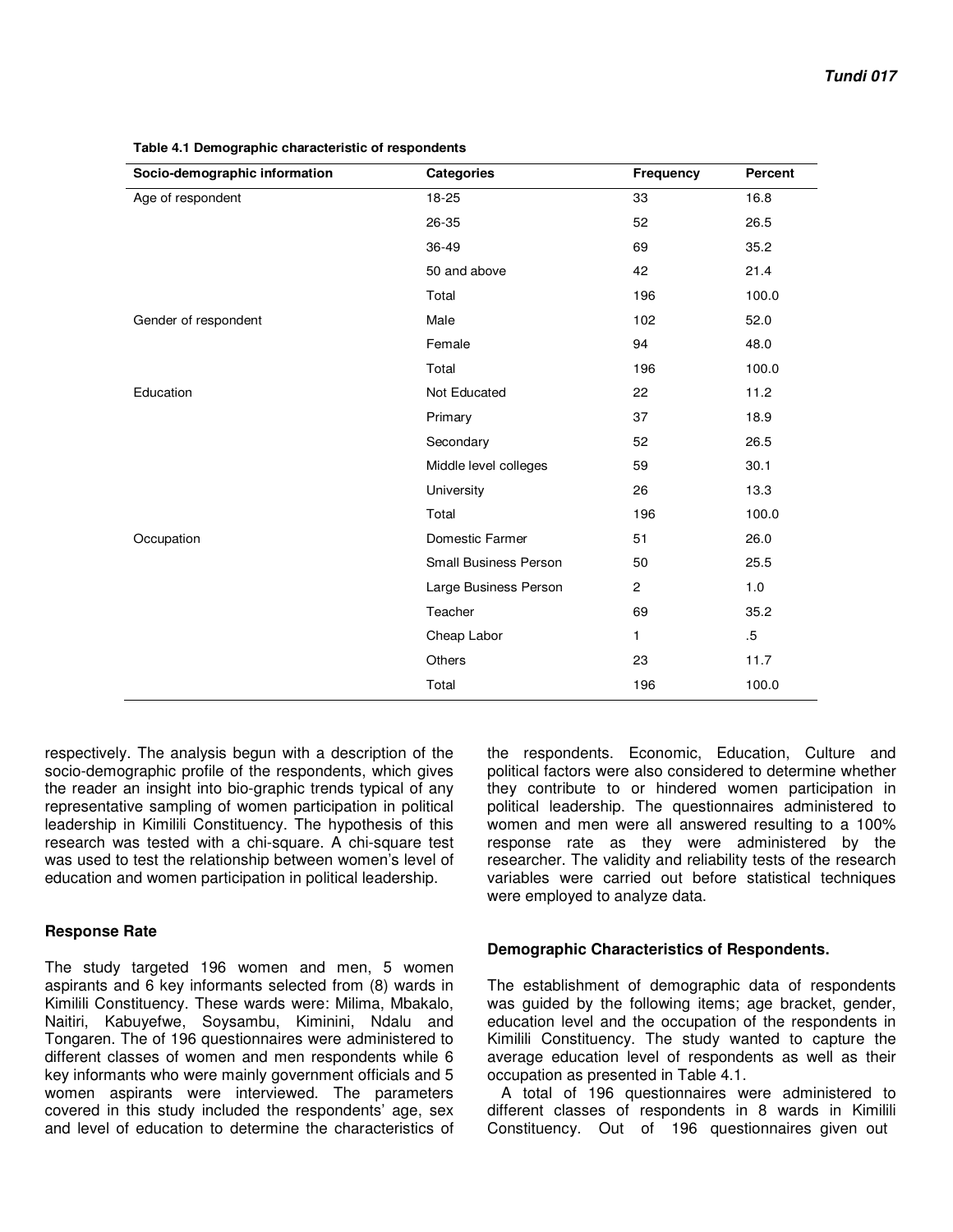**Table 4.1 Demographic characteristic of respondents**

| Socio-demographic information | Categories | Frequency | Percent |
|---|---|---|---|
| Age of respondent | 18-25 | 33 | 16.8 |
| | 26-35 | 52 | 26.5 |
| | 36-49 | 69 | 35.2 |
| | 50 and above | 42 | 21.4 |
| | Total | 196 | 100.0 |
| Gender of respondent | Male | 102 | 52.0 |
| | Female | 94 | 48.0 |
| | Total | 196 | 100.0 |
| Education | Not Educated | 22 | 11.2 |
| | Primary | 37 | 18.9 |
| | Secondary | 52 | 26.5 |
| | Middle level colleges | 59 | 30.1 |
| | University | 26 | 13.3 |
| | Total | 196 | 100.0 |
| Occupation | Domestic Farmer | 51 | 26.0 |
| | Small Business Person | 50 | 25.5 |
| | Large Business Person | 2 | 1.0 |
| | Teacher | 69 | 35.2 |
| | Cheap Labor | 1 | .5 |
| | Others | 23 | 11.7 |
| | Total | 196 | 100.0 |

respectively. The analysis begun with a description of the socio-demographic profile of the respondents, which gives the reader an insight into bio-graphic trends typical of any representative sampling of women participation in political leadership in Kimilili Constituency. The hypothesis of this research was tested with a chi-square. A chi-square test was used to test the relationship between women's level of education and women participation in political leadership.

### Response Rate

The study targeted 196 women and men, 5 women aspirants and 6 key informants selected from (8) wards in Kimilili Constituency. These wards were: Milima, Mbakalo, Naitiri, Kabuyefwe, Soysambu, Kiminini, Ndalu and Tongaren. The of 196 questionnaires were administered to different classes of women and men respondents while 6 key informants who were mainly government officials and 5 women aspirants were interviewed. The parameters covered in this study included the respondents' age, sex and level of education to determine the characteristics of the respondents. Economic, Education, Culture and political factors were also considered to determine whether they contribute to or hindered women participation in political leadership. The questionnaires administered to women and men were all answered resulting to a 100% response rate as they were administered by the researcher. The validity and reliability tests of the research variables were carried out before statistical techniques were employed to analyze data.

### Demographic Characteristics of Respondents.

The establishment of demographic data of respondents was guided by the following items; age bracket, gender, education level and the occupation of the respondents in Kimilili Constituency. The study wanted to capture the average education level of respondents as well as their occupation as presented in Table 4.1.

A total of 196 questionnaires were administered to different classes of respondents in 8 wards in Kimilili Constituency. Out of 196 questionnaires given out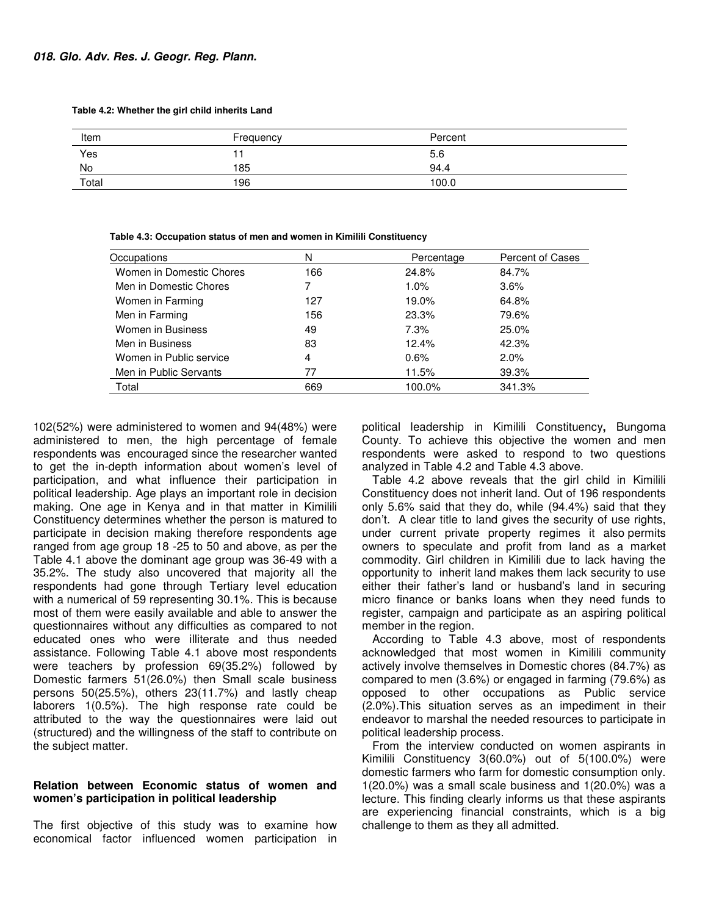**Table 4.2: Whether the girl child inherits Land**

| Item | Frequency | Percent |
|---|---|---|
| Yes | 11 | 5.6 |
| No | 185 | 94.4 |
| Total | 196 | 100.0 |

**Table 4.3: Occupation status of men and women in Kimilili Constituency**

| Occupations | N | Percentage | Percent of Cases |
|---|---|---|---|
| Women in Domestic Chores | 166 | 24.8% | 84.7% |
| Men in Domestic Chores | 7 | 1.0% | 3.6% |
| Women in Farming | 127 | 19.0% | 64.8% |
| Men in Farming | 156 | 23.3% | 79.6% |
| Women in Business | 49 | 7.3% | 25.0% |
| Men in Business | 83 | 12.4% | 42.3% |
| Women in Public service | 4 | 0.6% | 2.0% |
| Men in Public Servants | 77 | 11.5% | 39.3% |
| Total | 669 | 100.0% | 341.3% |

102(52%) were administered to women and 94(48%) were administered to men, the high percentage of female respondents was encouraged since the researcher wanted to get the in-depth information about women's level of participation, and what influence their participation in political leadership. Age plays an important role in decision making. One age in Kenya and in that matter in Kimilili Constituency determines whether the person is matured to participate in decision making therefore respondents age ranged from age group 18 -25 to 50 and above, as per the Table 4.1 above the dominant age group was 36-49 with a 35.2%. The study also uncovered that majority all the respondents had gone through Tertiary level education with a numerical of 59 representing 30.1%. This is because most of them were easily available and able to answer the questionnaires without any difficulties as compared to not educated ones who were illiterate and thus needed assistance. Following Table 4.1 above most respondents were teachers by profession 69(35.2%) followed by Domestic farmers 51(26.0%) then Small scale business persons 50(25.5%), others 23(11.7%) and lastly cheap laborers 1(0.5%). The high response rate could be attributed to the way the questionnaires were laid out (structured) and the willingness of the staff to contribute on the subject matter.

**Relation between Economic status of women and women's participation in political leadership**

The first objective of this study was to examine how economical factor influenced women participation in political leadership in Kimilili Constituency**,** Bungoma County. To achieve this objective the women and men respondents were asked to respond to two questions analyzed in Table 4.2 and Table 4.3 above.

Table 4.2 above reveals that the girl child in Kimilili Constituency does not inherit land. Out of 196 respondents only 5.6% said that they do, while (94.4%) said that they don't. A clear title to land gives the security of use rights, under current private property regimes it also permits owners to speculate and profit from land as a market commodity. Girl children in Kimilili due to lack having the opportunity to inherit land makes them lack security to use either their father's land or husband's land in securing micro finance or banks loans when they need funds to register, campaign and participate as an aspiring political member in the region.

According to Table 4.3 above, most of respondents acknowledged that most women in Kimilili community actively involve themselves in Domestic chores (84.7%) as compared to men (3.6%) or engaged in farming (79.6%) as opposed to other occupations as Public service (2.0%).This situation serves as an impediment in their endeavor to marshal the needed resources to participate in political leadership process.

From the interview conducted on women aspirants in Kimilili Constituency 3(60.0%) out of 5(100.0%) were domestic farmers who farm for domestic consumption only. 1(20.0%) was a small scale business and 1(20.0%) was a lecture. This finding clearly informs us that these aspirants are experiencing financial constraints, which is a big challenge to them as they all admitted.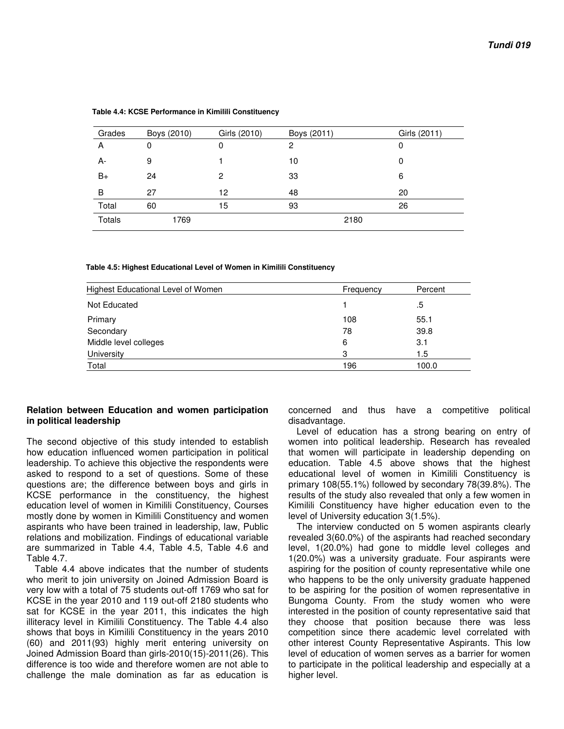**Table 4.4: KCSE Performance in Kimilili Constituency**

| Grades | Boys (2010) | Girls (2010) | Boys (2011) | Girls (2011) |
|---|---|---|---|---|
| A | 0 | 0 | 2 | 0 |
| A- | 9 | 1 | 10 | 0 |
| B+ | 24 | 2 | 33 | 6 |
| B | 27 | 12 | 48 | 20 |
| Total | 60 | 15 | 93 | 26 |
| Totals | 1769 | | 2180 | |

**Table 4.5: Highest Educational Level of Women in Kimilili Constituency**

| Highest Educational Level of Women | Frequency | Percent |
|---|---|---|
| Not Educated | 1 | .5 |
| Primary | 108 | 55.1 |
| Secondary | 78 | 39.8 |
| Middle level colleges | 6 | 3.1 |
| University | 3 | 1.5 |
| Total | 196 | 100.0 |

**Relation between Education and women participation in political leadership**

The second objective of this study intended to establish how education influenced women participation in political leadership. To achieve this objective the respondents were asked to respond to a set of questions. Some of these questions are; the difference between boys and girls in KCSE performance in the constituency, the highest education level of women in Kimilili Constituency, Courses mostly done by women in Kimilili Constituency and women aspirants who have been trained in leadership, law, Public relations and mobilization. Findings of educational variable are summarized in Table 4.4, Table 4.5, Table 4.6 and Table 4.7.

Table 4.4 above indicates that the number of students who merit to join university on Joined Admission Board is very low with a total of 75 students out-off 1769 who sat for KCSE in the year 2010 and 119 out-off 2180 students who sat for KCSE in the year 2011, this indicates the high illiteracy level in Kimilili Constituency. The Table 4.4 also shows that boys in Kimilili Constituency in the years 2010 (60) and 2011(93) highly merit entering university on Joined Admission Board than girls-2010(15)-2011(26). This difference is too wide and therefore women are not able to challenge the male domination as far as education is concerned and thus have a competitive political disadvantage.

Level of education has a strong bearing on entry of women into political leadership. Research has revealed that women will participate in leadership depending on education. Table 4.5 above shows that the highest educational level of women in Kimilili Constituency is primary 108(55.1%) followed by secondary 78(39.8%). The results of the study also revealed that only a few women in Kimilili Constituency have higher education even to the level of University education 3(1.5%).

The interview conducted on 5 women aspirants clearly revealed 3(60.0%) of the aspirants had reached secondary level, 1(20.0%) had gone to middle level colleges and 1(20.0%) was a university graduate. Four aspirants were aspiring for the position of county representative while one who happens to be the only university graduate happened to be aspiring for the position of women representative in Bungoma County. From the study women who were interested in the position of county representative said that they choose that position because there was less competition since there academic level correlated with other interest County Representative Aspirants. This low level of education of women serves as a barrier for women to participate in the political leadership and especially at a higher level.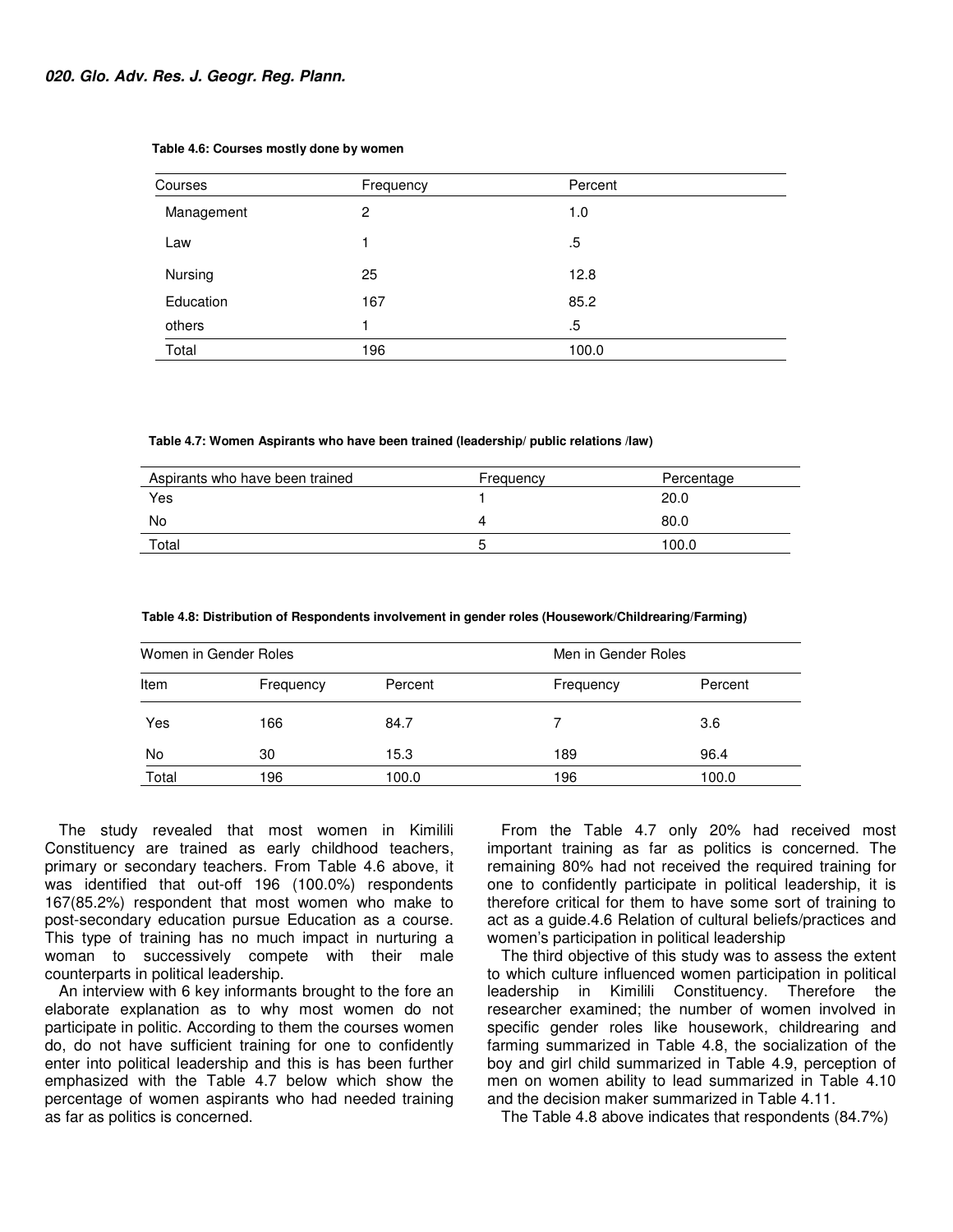**Table 4.6: Courses mostly done by women**

| Courses | Frequency | Percent |
|---|---|---|
| Management | 2 | 1.0 |
| Law | 1 | .5 |
| Nursing | 25 | 12.8 |
| Education | 167 | 85.2 |
| others | 1 | .5 |
| Total | 196 | 100.0 |

**Table 4.7: Women Aspirants who have been trained (leadership/ public relations /law)**

| Aspirants who have been trained | Frequency | Percentage |
|---|---|---|
| Yes | 1 | 20.0 |
| No | 4 | 80.0 |
| Total | 5 | 100.0 |

**Table 4.8: Distribution of Respondents involvement in gender roles (Housework/Childrearing/Farming)**

| Women in Gender Roles | | | Men in Gender Roles | |
|---|---|---|---|---|
| Item | Frequency | Percent | Frequency | Percent |
| Yes | 166 | 84.7 | 7 | 3.6 |
| No | 30 | 15.3 | 189 | 96.4 |
| Total | 196 | 100.0 | 196 | 100.0 |

The study revealed that most women in Kimilili Constituency are trained as early childhood teachers, primary or secondary teachers. From Table 4.6 above, it was identified that out-off 196 (100.0%) respondents 167(85.2%) respondent that most women who make to post-secondary education pursue Education as a course. This type of training has no much impact in nurturing a woman to successively compete with their male counterparts in political leadership.

An interview with 6 key informants brought to the fore an elaborate explanation as to why most women do not participate in politic. According to them the courses women do, do not have sufficient training for one to confidently enter into political leadership and this is has been further emphasized with the Table 4.7 below which show the percentage of women aspirants who had needed training as far as politics is concerned.

From the Table 4.7 only 20% had received most important training as far as politics is concerned. The remaining 80% had not received the required training for one to confidently participate in political leadership, it is therefore critical for them to have some sort of training to act as a guide.4.6 Relation of cultural beliefs/practices and women's participation in political leadership

The third objective of this study was to assess the extent to which culture influenced women participation in political leadership in Kimilili Constituency. Therefore the researcher examined; the number of women involved in specific gender roles like housework, childrearing and farming summarized in Table 4.8, the socialization of the boy and girl child summarized in Table 4.9, perception of men on women ability to lead summarized in Table 4.10 and the decision maker summarized in Table 4.11.

The Table 4.8 above indicates that respondents (84.7%)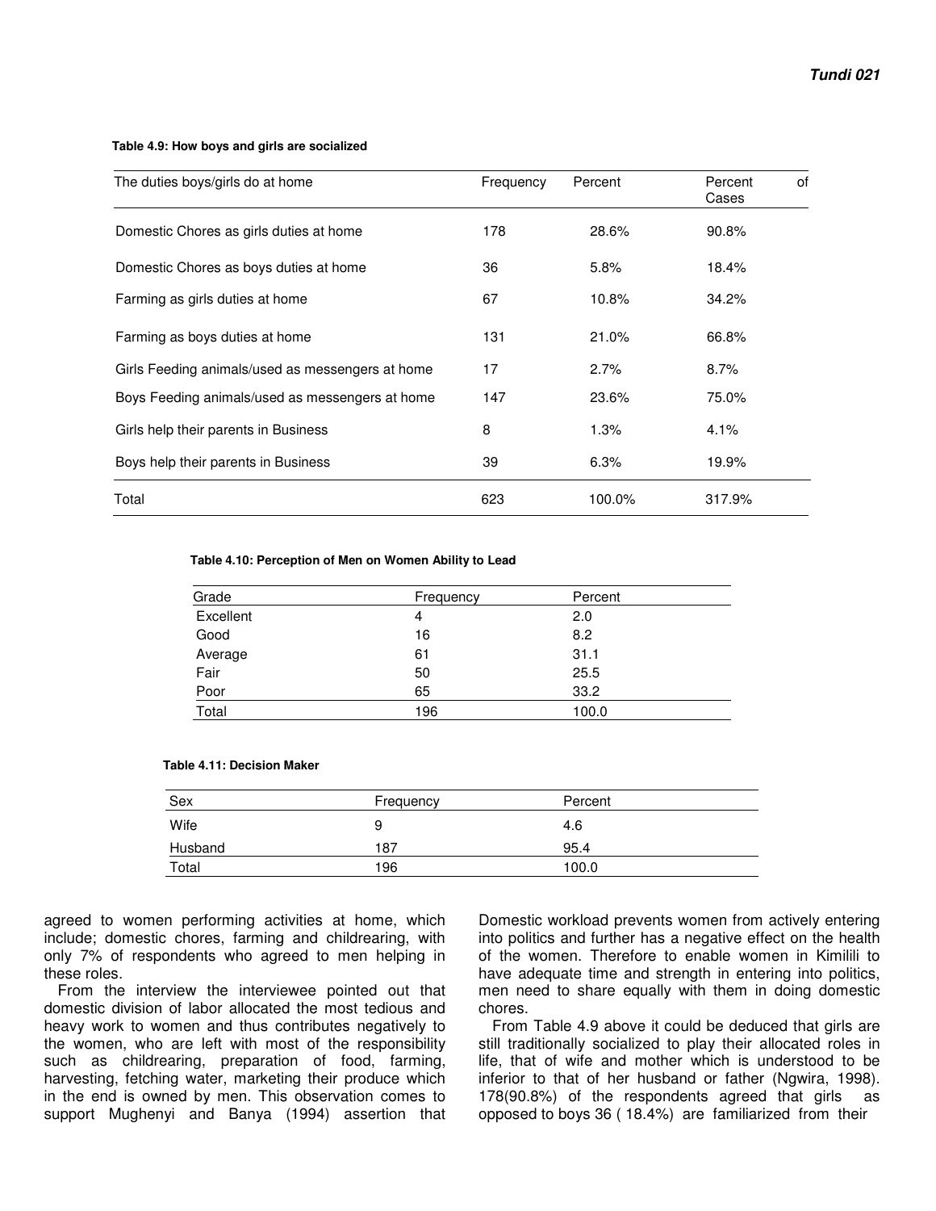**Table 4.9: How boys and girls are socialized**

| The duties boys/girls do at home | Frequency | Percent | Percent of Cases |
|---|---|---|---|
| Domestic Chores as girls duties at home | 178 | 28.6% | 90.8% |
| Domestic Chores as boys duties at home | 36 | 5.8% | 18.4% |
| Farming as girls duties at home | 67 | 10.8% | 34.2% |
| Farming as boys duties at home | 131 | 21.0% | 66.8% |
| Girls Feeding animals/used as messengers at home | 17 | 2.7% | 8.7% |
| Boys Feeding animals/used as messengers at home | 147 | 23.6% | 75.0% |
| Girls help their parents in Business | 8 | 1.3% | 4.1% |
| Boys help their parents in Business | 39 | 6.3% | 19.9% |
| Total | 623 | 100.0% | 317.9% |

**Table 4.10: Perception of Men on Women Ability to Lead**

| Grade | Frequency | Percent |
|---|---|---|
| Excellent | 4 | 2.0 |
| Good | 16 | 8.2 |
| Average | 61 | 31.1 |
| Fair | 50 | 25.5 |
| Poor | 65 | 33.2 |
| Total | 196 | 100.0 |

**Table 4.11: Decision Maker**

| Sex | Frequency | Percent |
|---|---|---|
| Wife | 9 | 4.6 |
| Husband | 187 | 95.4 |
| Total | 196 | 100.0 |

agreed to women performing activities at home, which include; domestic chores, farming and childrearing, with only 7% of respondents who agreed to men helping in these roles.

From the interview the interviewee pointed out that domestic division of labor allocated the most tedious and heavy work to women and thus contributes negatively to the women, who are left with most of the responsibility such as childrearing, preparation of food, farming, harvesting, fetching water, marketing their produce which in the end is owned by men. This observation comes to support Mughenyi and Banya (1994) assertion that Domestic workload prevents women from actively entering into politics and further has a negative effect on the health of the women. Therefore to enable women in Kimilili to have adequate time and strength in entering into politics, men need to share equally with them in doing domestic chores.

From Table 4.9 above it could be deduced that girls are still traditionally socialized to play their allocated roles in life, that of wife and mother which is understood to be inferior to that of her husband or father (Ngwira, 1998). 178(90.8%) of the respondents agreed that girls as opposed to boys 36 ( 18.4%) are familiarized from their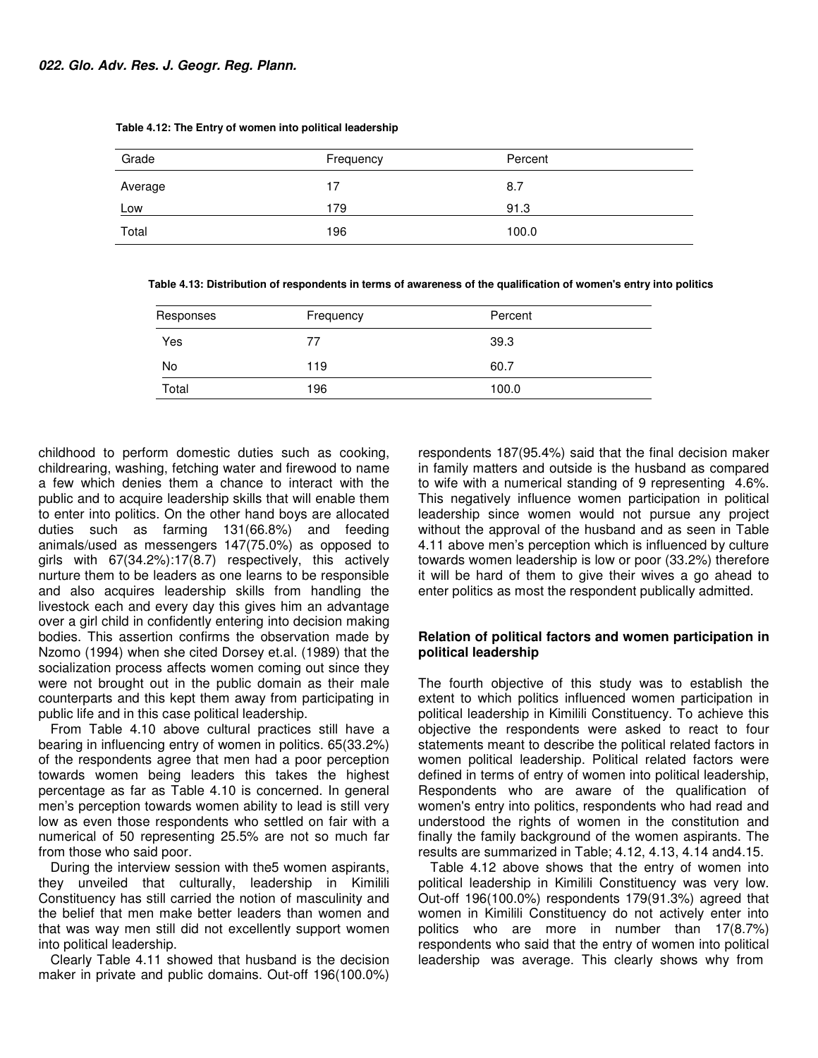**Table 4.12: The Entry of women into political leadership**

| Grade | Frequency | Percent |
|---|---|---|
| Average | 17 | 8.7 |
| Low | 179 | 91.3 |
| Total | 196 | 100.0 |

**Table 4.13: Distribution of respondents in terms of awareness of the qualification of women's entry into politics**

| Responses | Frequency | Percent |
|---|---|---|
| Yes | 77 | 39.3 |
| No | 119 | 60.7 |
| Total | 196 | 100.0 |

childhood to perform domestic duties such as cooking, childrearing, washing, fetching water and firewood to name a few which denies them a chance to interact with the public and to acquire leadership skills that will enable them to enter into politics. On the other hand boys are allocated duties such as farming 131(66.8%) and feeding animals/used as messengers 147(75.0%) as opposed to girls with 67(34.2%):17(8.7) respectively, this actively nurture them to be leaders as one learns to be responsible and also acquires leadership skills from handling the livestock each and every day this gives him an advantage over a girl child in confidently entering into decision making bodies. This assertion confirms the observation made by Nzomo (1994) when she cited Dorsey et.al. (1989) that the socialization process affects women coming out since they were not brought out in the public domain as their male counterparts and this kept them away from participating in public life and in this case political leadership.

From Table 4.10 above cultural practices still have a bearing in influencing entry of women in politics. 65(33.2%) of the respondents agree that men had a poor perception towards women being leaders this takes the highest percentage as far as Table 4.10 is concerned. In general men's perception towards women ability to lead is still very low as even those respondents who settled on fair with a numerical of 50 representing 25.5% are not so much far from those who said poor.

During the interview session with the5 women aspirants, they unveiled that culturally, leadership in Kimilili Constituency has still carried the notion of masculinity and the belief that men make better leaders than women and that was way men still did not excellently support women into political leadership.

Clearly Table 4.11 showed that husband is the decision maker in private and public domains. Out-off 196(100.0%) respondents 187(95.4%) said that the final decision maker in family matters and outside is the husband as compared to wife with a numerical standing of 9 representing 4.6%. This negatively influence women participation in political leadership since women would not pursue any project without the approval of the husband and as seen in Table 4.11 above men's perception which is influenced by culture towards women leadership is low or poor (33.2%) therefore it will be hard of them to give their wives a go ahead to enter politics as most the respondent publically admitted.

### Relation of political factors and women participation in political leadership

The fourth objective of this study was to establish the extent to which politics influenced women participation in political leadership in Kimilili Constituency. To achieve this objective the respondents were asked to react to four statements meant to describe the political related factors in women political leadership. Political related factors were defined in terms of entry of women into political leadership, Respondents who are aware of the qualification of women's entry into politics, respondents who had read and understood the rights of women in the constitution and finally the family background of the women aspirants. The results are summarized in Table; 4.12, 4.13, 4.14 and4.15.

Table 4.12 above shows that the entry of women into political leadership in Kimilili Constituency was very low. Out-off 196(100.0%) respondents 179(91.3%) agreed that women in Kimilili Constituency do not actively enter into politics who are more in number than 17(8.7%) respondents who said that the entry of women into political leadership was average. This clearly shows why from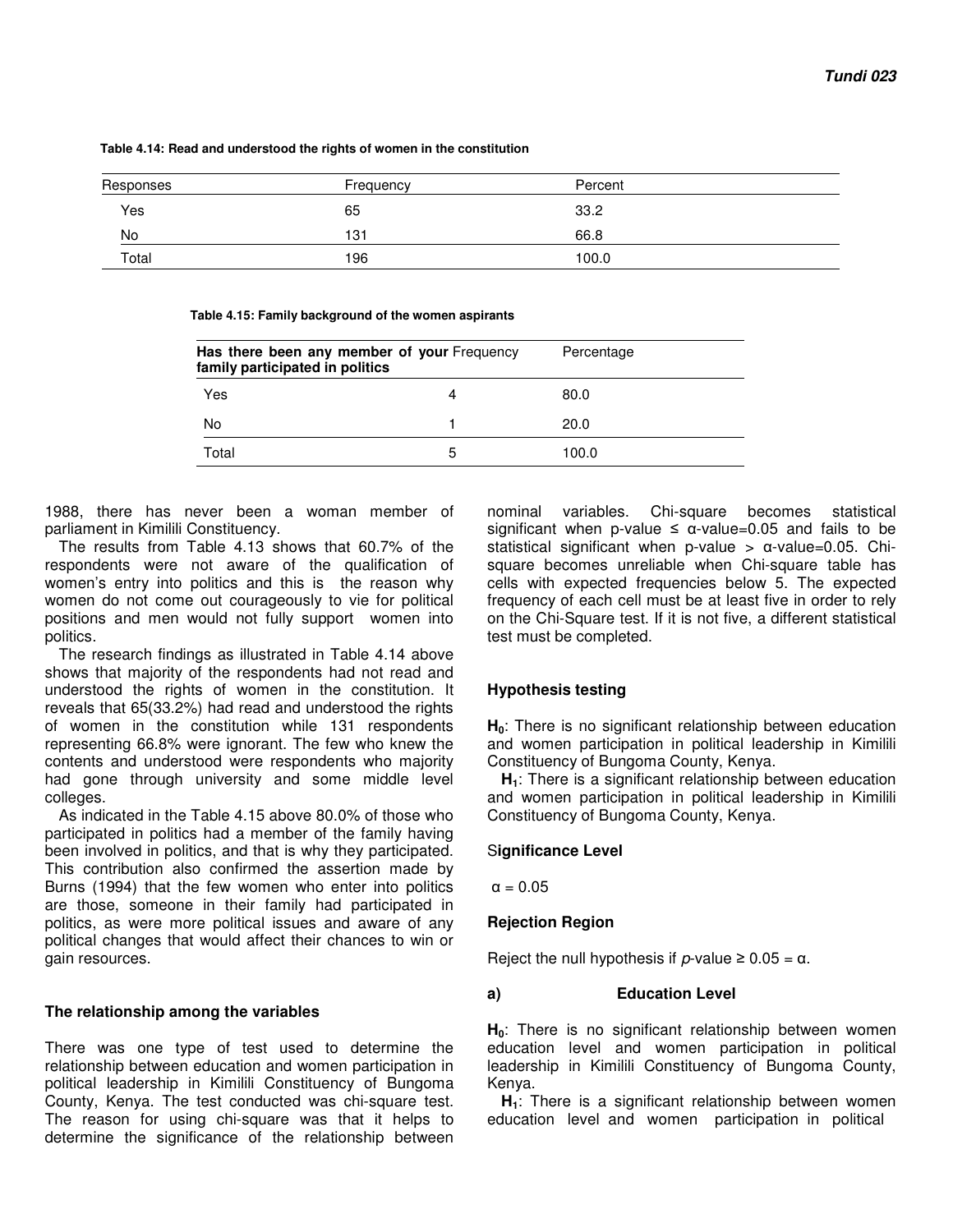**Table 4.14: Read and understood the rights of women in the constitution**

| Responses | Frequency | Percent |
|---|---|---|
| Yes | 65 | 33.2 |
| No | 131 | 66.8 |
| Total | 196 | 100.0 |

**Table 4.15: Family background of the women aspirants**

| Has there been any member of your family participated in politics | Frequency | Percentage |
|---|---|---|
| Yes | 4 | 80.0 |
| No | 1 | 20.0 |
| Total | 5 | 100.0 |

1988, there has never been a woman member of parliament in Kimilili Constituency.

The results from Table 4.13 shows that 60.7% of the respondents were not aware of the qualification of women's entry into politics and this is the reason why women do not come out courageously to vie for political positions and men would not fully support women into politics.

The research findings as illustrated in Table 4.14 above shows that majority of the respondents had not read and understood the rights of women in the constitution. It reveals that 65(33.2%) had read and understood the rights of women in the constitution while 131 respondents representing 66.8% were ignorant. The few who knew the contents and understood were respondents who majority had gone through university and some middle level colleges.

As indicated in the Table 4.15 above 80.0% of those who participated in politics had a member of the family having been involved in politics, and that is why they participated. This contribution also confirmed the assertion made by Burns (1994) that the few women who enter into politics are those, someone in their family had participated in politics, as were more political issues and aware of any political changes that would affect their chances to win or gain resources.

### The relationship among the variables

There was one type of test used to determine the relationship between education and women participation in political leadership in Kimilili Constituency of Bungoma County, Kenya. The test conducted was chi-square test. The reason for using chi-square was that it helps to determine the significance of the relationship between nominal variables. Chi-square becomes statistical significant when p-value $\leq$ α-value=0.05 and fails to be statistical significant when p-value $>$ α-value=0.05. Chi-square becomes unreliable when Chi-square table has cells with expected frequencies below 5. The expected frequency of each cell must be at least five in order to rely on the Chi-Square test. If it is not five, a different statistical test must be completed.

### Hypothesis testing

**$H_0$**: There is no significant relationship between education and women participation in political leadership in Kimilili Constituency of Bungoma County, Kenya.

**$H_1$**: There is a significant relationship between education and women participation in political leadership in Kimilili Constituency of Bungoma County, Kenya.

### Significance Level

$\alpha = 0.05$

### Rejection Region

Reject the null hypothesis if *p*-value $\geq 0.05 = \alpha$.

#### a) Education Level

**$H_0$**: There is no significant relationship between women education level and women participation in political leadership in Kimilili Constituency of Bungoma County, Kenya.

**$H_1$**: There is a significant relationship between women education level and women participation in political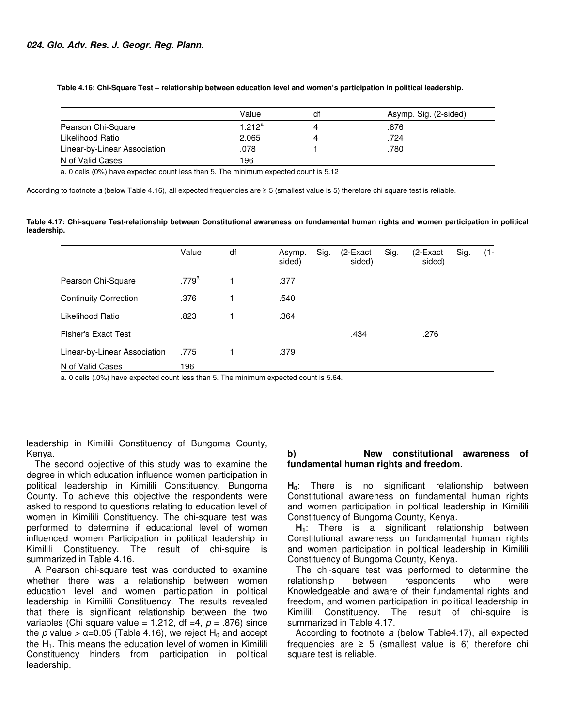**Table 4.16: Chi-Square Test – relationship between education level and women's participation in political leadership.**

| | Value | df | Asymp. Sig. (2-sided) |
|---|---|---|---|
| Pearson Chi-Square | 1.212[a] | 4 | .876 |
| Likelihood Ratio | 2.065 | 4 | .724 |
| Linear-by-Linear Association | .078 | 1 | .780 |
| N of Valid Cases | 196 | | |

a. 0 cells (0%) have expected count less than 5. The minimum expected count is 5.12

According to footnote *a* (below Table 4.16), all expected frequencies are ≥ 5 (smallest value is 5) therefore chi square test is reliable.

**Table 4.17: Chi-square Test-relationship between Constitutional awareness on fundamental human rights and women participation in political leadership.**

| | Value | df | Asymp. Sig. sided) | (2-Exact Sig. sided) | (2-Exact Sig. (1- sided) |
|---|---|---|---|---|---|
| Pearson Chi-Square | .779[a] | 1 | .377 | | |
| Continuity Correction | .376 | 1 | .540 | | |
| Likelihood Ratio | .823 | 1 | .364 | | |
| Fisher's Exact Test | | | | .434 | .276 |
| Linear-by-Linear Association | .775 | 1 | .379 | | |
| N of Valid Cases | 196 | | | | |

a. 0 cells (.0%) have expected count less than 5. The minimum expected count is 5.64.

leadership in Kimilili Constituency of Bungoma County, Kenya.

The second objective of this study was to examine the degree in which education influence women participation in political leadership in Kimilili Constituency, Bungoma County. To achieve this objective the respondents were asked to respond to questions relating to education level of women in Kimilili Constituency. The chi-square test was performed to determine if educational level of women influenced women Participation in political leadership in Kimilili Constituency. The result of chi-squire is summarized in Table 4.16.

A Pearson chi-square test was conducted to examine whether there was a relationship between women education level and women participation in political leadership in Kimilili Constituency. The results revealed that there is significant relationship between the two variables (Chi square value = 1.212, df =4, $p$ = .876) since the $p$ value > α=0.05 (Table 4.16), we reject $H_0$ and accept the $H_1$. This means the education level of women in Kimilili Constituency hinders from participation in political leadership.

**b) New constitutional awareness of fundamental human rights and freedom.**

**$H_0$**: There is no significant relationship between Constitutional awareness on fundamental human rights and women participation in political leadership in Kimilili Constituency of Bungoma County, Kenya.

**$H_1$**: There is a significant relationship between Constitutional awareness on fundamental human rights and women participation in political leadership in Kimilili Constituency of Bungoma County, Kenya.

The chi-square test was performed to determine the relationship between respondents who were Knowledgeable and aware of their fundamental rights and freedom, and women participation in political leadership in Kimilili Constituency. The result of chi-squire is summarized in Table 4.17.

According to footnote *a* (below Table4.17), all expected frequencies are ≥ 5 (smallest value is 6) therefore chi square test is reliable.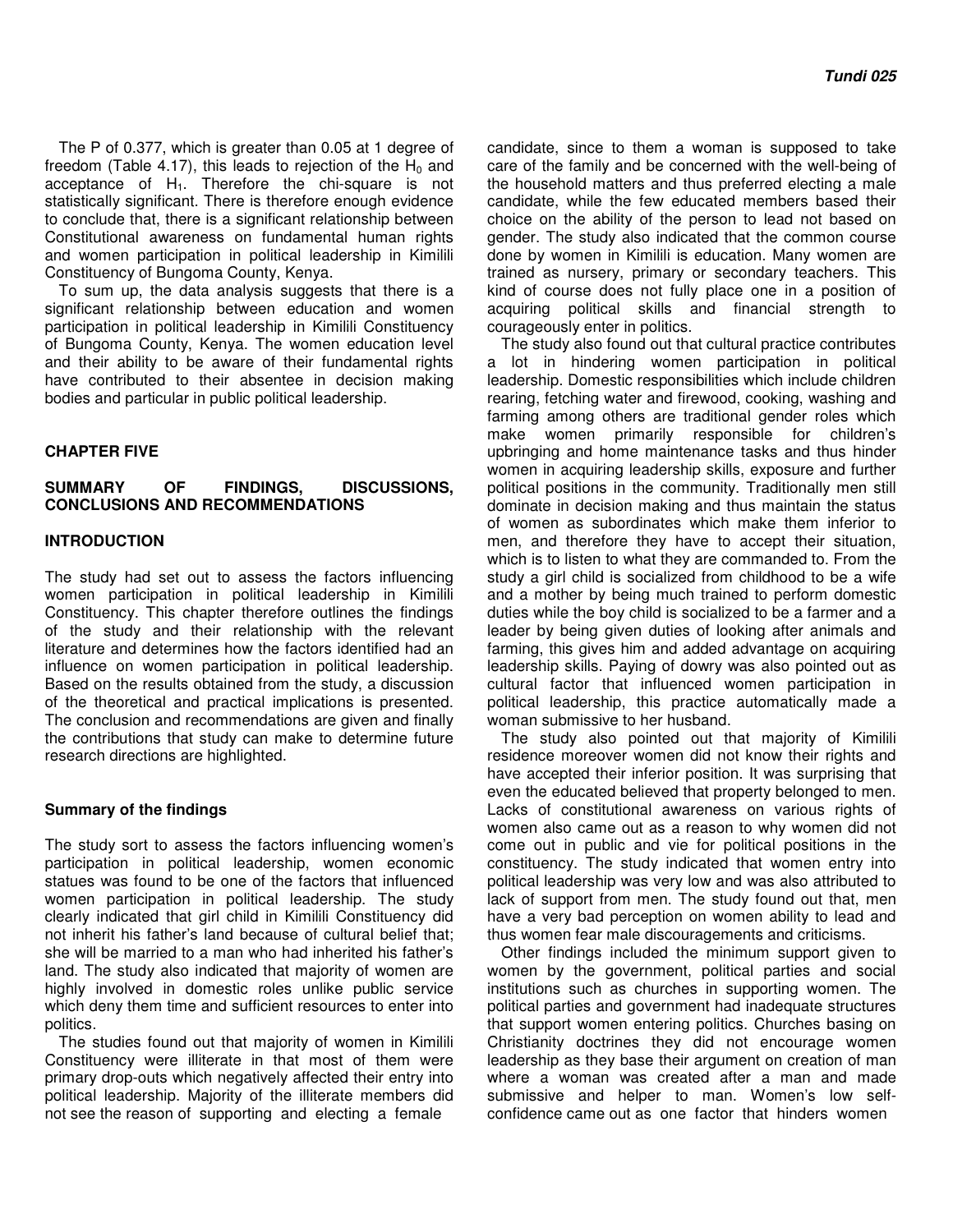The P of 0.377, which is greater than 0.05 at 1 degree of freedom (Table 4.17), this leads to rejection of the $H_0$ and acceptance of $H_1$. Therefore the chi-square is not statistically significant. There is therefore enough evidence to conclude that, there is a significant relationship between Constitutional awareness on fundamental human rights and women participation in political leadership in Kimilili Constituency of Bungoma County, Kenya.

To sum up, the data analysis suggests that there is a significant relationship between education and women participation in political leadership in Kimilili Constituency of Bungoma County, Kenya. The women education level and their ability to be aware of their fundamental rights have contributed to their absentee in decision making bodies and particular in public political leadership.

## CHAPTER FIVE

## SUMMARY OF FINDINGS, DISCUSSIONS, CONCLUSIONS AND RECOMMENDATIONS

### INTRODUCTION

The study had set out to assess the factors influencing women participation in political leadership in Kimilili Constituency. This chapter therefore outlines the findings of the study and their relationship with the relevant literature and determines how the factors identified had an influence on women participation in political leadership. Based on the results obtained from the study, a discussion of the theoretical and practical implications is presented. The conclusion and recommendations are given and finally the contributions that study can make to determine future research directions are highlighted.

### Summary of the findings

The study sort to assess the factors influencing women's participation in political leadership, women economic statues was found to be one of the factors that influenced women participation in political leadership. The study clearly indicated that girl child in Kimilili Constituency did not inherit his father's land because of cultural belief that; she will be married to a man who had inherited his father's land. The study also indicated that majority of women are highly involved in domestic roles unlike public service which deny them time and sufficient resources to enter into politics.

The studies found out that majority of women in Kimilili Constituency were illiterate in that most of them were primary drop-outs which negatively affected their entry into political leadership. Majority of the illiterate members did not see the reason of supporting and electing a female candidate, since to them a woman is supposed to take care of the family and be concerned with the well-being of the household matters and thus preferred electing a male candidate, while the few educated members based their choice on the ability of the person to lead not based on gender. The study also indicated that the common course done by women in Kimilili is education. Many women are trained as nursery, primary or secondary teachers. This kind of course does not fully place one in a position of acquiring political skills and financial strength to courageously enter in politics.

The study also found out that cultural practice contributes a lot in hindering women participation in political leadership. Domestic responsibilities which include children rearing, fetching water and firewood, cooking, washing and farming among others are traditional gender roles which make women primarily responsible for children's upbringing and home maintenance tasks and thus hinder women in acquiring leadership skills, exposure and further political positions in the community. Traditionally men still dominate in decision making and thus maintain the status of women as subordinates which make them inferior to men, and therefore they have to accept their situation, which is to listen to what they are commanded to. From the study a girl child is socialized from childhood to be a wife and a mother by being much trained to perform domestic duties while the boy child is socialized to be a farmer and a leader by being given duties of looking after animals and farming, this gives him and added advantage on acquiring leadership skills. Paying of dowry was also pointed out as cultural factor that influenced women participation in political leadership, this practice automatically made a woman submissive to her husband.

The study also pointed out that majority of Kimilili residence moreover women did not know their rights and have accepted their inferior position. It was surprising that even the educated believed that property belonged to men. Lacks of constitutional awareness on various rights of women also came out as a reason to why women did not come out in public and vie for political positions in the constituency. The study indicated that women entry into political leadership was very low and was also attributed to lack of support from men. The study found out that, men have a very bad perception on women ability to lead and thus women fear male discouragements and criticisms.

Other findings included the minimum support given to women by the government, political parties and social institutions such as churches in supporting women. The political parties and government had inadequate structures that support women entering politics. Churches basing on Christianity doctrines they did not encourage women leadership as they base their argument on creation of man where a woman was created after a man and made submissive and helper to man. Women's low self-confidence came out as one factor that hinders women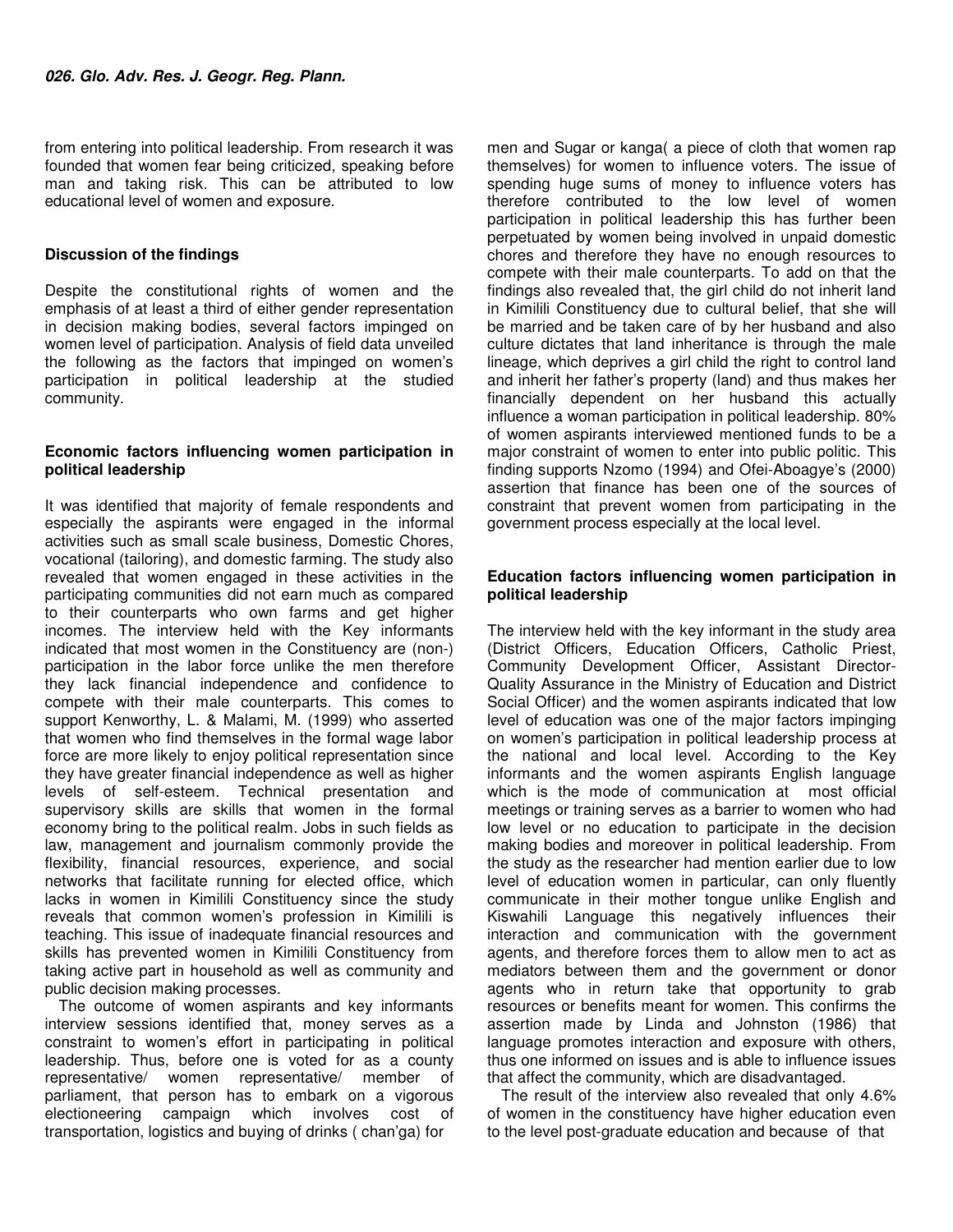from entering into political leadership. From research it was founded that women fear being criticized, speaking before man and taking risk. This can be attributed to low educational level of women and exposure.

### Discussion of the findings

Despite the constitutional rights of women and the emphasis of at least a third of either gender representation in decision making bodies, several factors impinged on women level of participation. Analysis of field data unveiled the following as the factors that impinged on women's participation in political leadership at the studied community.

### Economic factors influencing women participation in political leadership

It was identified that majority of female respondents and especially the aspirants were engaged in the informal activities such as small scale business, Domestic Chores, vocational (tailoring), and domestic farming. The study also revealed that women engaged in these activities in the participating communities did not earn much as compared to their counterparts who own farms and get higher incomes. The interview held with the Key informants indicated that most women in the Constituency are (non-) participation in the labor force unlike the men therefore they lack financial independence and confidence to compete with their male counterparts. This comes to support Kenworthy, L. & Malami, M. (1999) who asserted that women who find themselves in the formal wage labor force are more likely to enjoy political representation since they have greater financial independence as well as higher levels of self-esteem. Technical presentation and supervisory skills are skills that women in the formal economy bring to the political realm. Jobs in such fields as law, management and journalism commonly provide the flexibility, financial resources, experience, and social networks that facilitate running for elected office, which lacks in women in Kimilili Constituency since the study reveals that common women's profession in Kimilili is teaching. This issue of inadequate financial resources and skills has prevented women in Kimilili Constituency from taking active part in household as well as community and public decision making processes.

The outcome of women aspirants and key informants interview sessions identified that, money serves as a constraint to women's effort in participating in political leadership. Thus, before one is voted for as a county representative/ women representative/ member of parliament, that person has to embark on a vigorous electioneering campaign which involves cost of transportation, logistics and buying of drinks ( chan'ga) for men and Sugar or kanga( a piece of cloth that women rap themselves) for women to influence voters. The issue of spending huge sums of money to influence voters has therefore contributed to the low level of women participation in political leadership this has further been perpetuated by women being involved in unpaid domestic chores and therefore they have no enough resources to compete with their male counterparts. To add on that the findings also revealed that, the girl child do not inherit land in Kimilili Constituency due to cultural belief, that she will be married and be taken care of by her husband and also culture dictates that land inheritance is through the male lineage, which deprives a girl child the right to control land and inherit her father's property (land) and thus makes her financially dependent on her husband this actually influence a woman participation in political leadership. 80% of women aspirants interviewed mentioned funds to be a major constraint of women to enter into public politic. This finding supports Nzomo (1994) and Ofei-Aboagye's (2000) assertion that finance has been one of the sources of constraint that prevent women from participating in the government process especially at the local level.

### Education factors influencing women participation in political leadership

The interview held with the key informant in the study area (District Officers, Education Officers, Catholic Priest, Community Development Officer, Assistant Director-Quality Assurance in the Ministry of Education and District Social Officer) and the women aspirants indicated that low level of education was one of the major factors impinging on women's participation in political leadership process at the national and local level. According to the Key informants and the women aspirants English language which is the mode of communication at most official meetings or training serves as a barrier to women who had low level or no education to participate in the decision making bodies and moreover in political leadership. From the study as the researcher had mention earlier due to low level of education women in particular, can only fluently communicate in their mother tongue unlike English and Kiswahili Language this negatively influences their interaction and communication with the government agents, and therefore forces them to allow men to act as mediators between them and the government or donor agents who in return take that opportunity to grab resources or benefits meant for women. This confirms the assertion made by Linda and Johnston (1986) that language promotes interaction and exposure with others, thus one informed on issues and is able to influence issues that affect the community, which are disadvantaged.

The result of the interview also revealed that only 4.6% of women in the constituency have higher education even to the level post-graduate education and because of that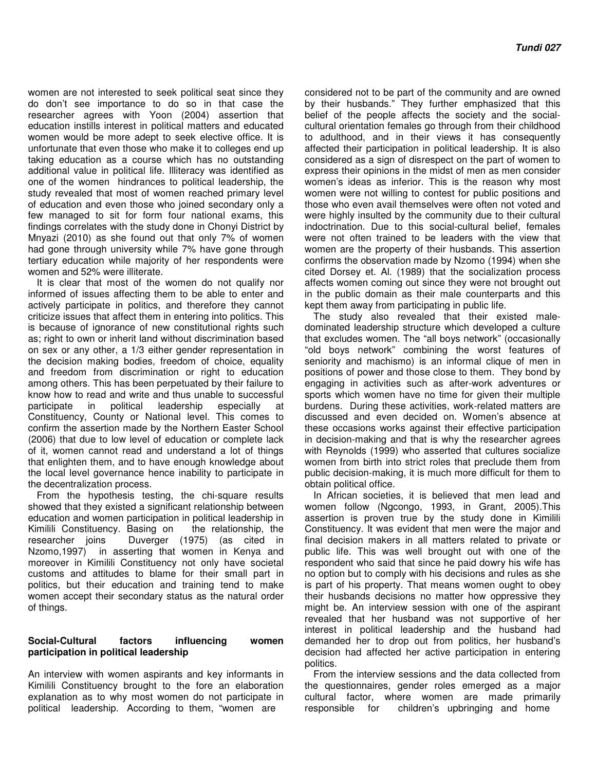women are not interested to seek political seat since they do don't see importance to do so in that case the researcher agrees with Yoon (2004) assertion that education instills interest in political matters and educated women would be more adept to seek elective office. It is unfortunate that even those who make it to colleges end up taking education as a course which has no outstanding additional value in political life. Illiteracy was identified as one of the women hindrances to political leadership, the study revealed that most of women reached primary level of education and even those who joined secondary only a few managed to sit for form four national exams, this findings correlates with the study done in Chonyi District by Mnyazi (2010) as she found out that only 7% of women had gone through university while 7% have gone through tertiary education while majority of her respondents were women and 52% were illiterate.

It is clear that most of the women do not qualify nor informed of issues affecting them to be able to enter and actively participate in politics, and therefore they cannot criticize issues that affect them in entering into politics. This is because of ignorance of new constitutional rights such as; right to own or inherit land without discrimination based on sex or any other, a 1/3 either gender representation in the decision making bodies, freedom of choice, equality and freedom from discrimination or right to education among others. This has been perpetuated by their failure to know how to read and write and thus unable to successful participate in political leadership especially at Constituency, County or National level. This comes to confirm the assertion made by the Northern Easter School (2006) that due to low level of education or complete lack of it, women cannot read and understand a lot of things that enlighten them, and to have enough knowledge about the local level governance hence inability to participate in the decentralization process.

From the hypothesis testing, the chi-square results showed that they existed a significant relationship between education and women participation in political leadership in Kimilili Constituency. Basing on the relationship, the researcher joins Duverger (1975) (as cited in Nzomo,1997) in asserting that women in Kenya and moreover in Kimilili Constituency not only have societal customs and attitudes to blame for their small part in politics, but their education and training tend to make women accept their secondary status as the natural order of things.

**Social-Cultural factors influencing women participation in political leadership**

An interview with women aspirants and key informants in Kimilili Constituency brought to the fore an elaboration explanation as to why most women do not participate in political leadership. According to them, "women are considered not to be part of the community and are owned by their husbands." They further emphasized that this belief of the people affects the society and the social-cultural orientation females go through from their childhood to adulthood, and in their views it has consequently affected their participation in political leadership. It is also considered as a sign of disrespect on the part of women to express their opinions in the midst of men as men consider women's ideas as inferior. This is the reason why most women were not willing to contest for public positions and those who even avail themselves were often not voted and were highly insulted by the community due to their cultural indoctrination. Due to this social-cultural belief, females were not often trained to be leaders with the view that women are the property of their husbands. This assertion confirms the observation made by Nzomo (1994) when she cited Dorsey et. Al. (1989) that the socialization process affects women coming out since they were not brought out in the public domain as their male counterparts and this kept them away from participating in public life.

The study also revealed that their existed male-dominated leadership structure which developed a culture that excludes women. The "all boys network" (occasionally "old boys network" combining the worst features of seniority and machismo) is an informal clique of men in positions of power and those close to them. They bond by engaging in activities such as after-work adventures or sports which women have no time for given their multiple burdens. During these activities, work-related matters are discussed and even decided on. Women's absence at these occasions works against their effective participation in decision-making and that is why the researcher agrees with Reynolds (1999) who asserted that cultures socialize women from birth into strict roles that preclude them from public decision-making, it is much more difficult for them to obtain political office.

In African societies, it is believed that men lead and women follow (Ngcongo, 1993, in Grant, 2005).This assertion is proven true by the study done in Kimilili Constituency. It was evident that men were the major and final decision makers in all matters related to private or public life. This was well brought out with one of the respondent who said that since he paid dowry his wife has no option but to comply with his decisions and rules as she is part of his property. That means women ought to obey their husbands decisions no matter how oppressive they might be. An interview session with one of the aspirant revealed that her husband was not supportive of her interest in political leadership and the husband had demanded her to drop out from politics, her husband's decision had affected her active participation in entering politics.

From the interview sessions and the data collected from the questionnaires, gender roles emerged as a major cultural factor, where women are made primarily responsible for children's upbringing and home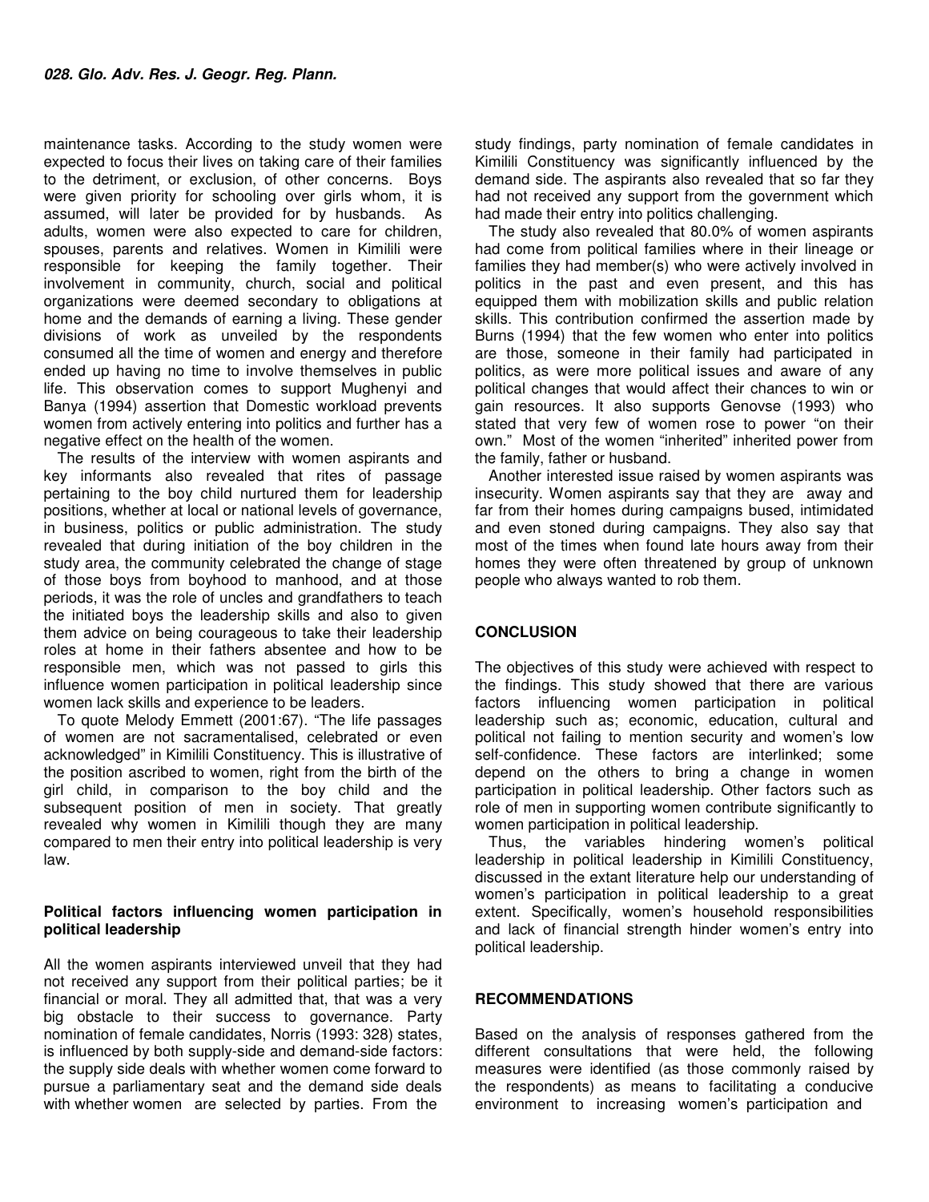maintenance tasks. According to the study women were expected to focus their lives on taking care of their families to the detriment, or exclusion, of other concerns. Boys were given priority for schooling over girls whom, it is assumed, will later be provided for by husbands. As adults, women were also expected to care for children, spouses, parents and relatives. Women in Kimilili were responsible for keeping the family together. Their involvement in community, church, social and political organizations were deemed secondary to obligations at home and the demands of earning a living. These gender divisions of work as unveiled by the respondents consumed all the time of women and energy and therefore ended up having no time to involve themselves in public life. This observation comes to support Mughenyi and Banya (1994) assertion that Domestic workload prevents women from actively entering into politics and further has a negative effect on the health of the women.

The results of the interview with women aspirants and key informants also revealed that rites of passage pertaining to the boy child nurtured them for leadership positions, whether at local or national levels of governance, in business, politics or public administration. The study revealed that during initiation of the boy children in the study area, the community celebrated the change of stage of those boys from boyhood to manhood, and at those periods, it was the role of uncles and grandfathers to teach the initiated boys the leadership skills and also to given them advice on being courageous to take their leadership roles at home in their fathers absentee and how to be responsible men, which was not passed to girls this influence women participation in political leadership since women lack skills and experience to be leaders.

To quote Melody Emmett (2001:67). "The life passages of women are not sacramentalised, celebrated or even acknowledged" in Kimilili Constituency. This is illustrative of the position ascribed to women, right from the birth of the girl child, in comparison to the boy child and the subsequent position of men in society. That greatly revealed why women in Kimilili though they are many compared to men their entry into political leadership is very law.

### Political factors influencing women participation in political leadership

All the women aspirants interviewed unveil that they had not received any support from their political parties; be it financial or moral. They all admitted that, that was a very big obstacle to their success to governance. Party nomination of female candidates, Norris (1993: 328) states, is influenced by both supply-side and demand-side factors: the supply side deals with whether women come forward to pursue a parliamentary seat and the demand side deals with whether women are selected by parties. From the study findings, party nomination of female candidates in Kimilili Constituency was significantly influenced by the demand side. The aspirants also revealed that so far they had not received any support from the government which had made their entry into politics challenging.

The study also revealed that 80.0% of women aspirants had come from political families where in their lineage or families they had member(s) who were actively involved in politics in the past and even present, and this has equipped them with mobilization skills and public relation skills. This contribution confirmed the assertion made by Burns (1994) that the few women who enter into politics are those, someone in their family had participated in politics, as were more political issues and aware of any political changes that would affect their chances to win or gain resources. It also supports Genovse (1993) who stated that very few of women rose to power "on their own." Most of the women "inherited" inherited power from the family, father or husband.

Another interested issue raised by women aspirants was insecurity. Women aspirants say that they are away and far from their homes during campaigns bused, intimidated and even stoned during campaigns. They also say that most of the times when found late hours away from their homes they were often threatened by group of unknown people who always wanted to rob them.

## CONCLUSION

The objectives of this study were achieved with respect to the findings. This study showed that there are various factors influencing women participation in political leadership such as; economic, education, cultural and political not failing to mention security and women's low self-confidence. These factors are interlinked; some depend on the others to bring a change in women participation in political leadership. Other factors such as role of men in supporting women contribute significantly to women participation in political leadership.

Thus, the variables hindering women's political leadership in political leadership in Kimilili Constituency, discussed in the extant literature help our understanding of women's participation in political leadership to a great extent. Specifically, women's household responsibilities and lack of financial strength hinder women's entry into political leadership.

## RECOMMENDATIONS

Based on the analysis of responses gathered from the different consultations that were held, the following measures were identified (as those commonly raised by the respondents) as means to facilitating a conducive environment to increasing women's participation and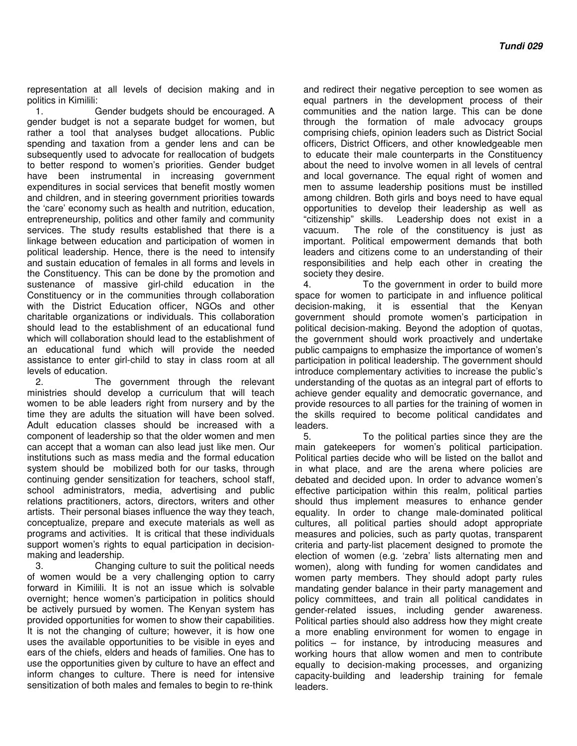representation at all levels of decision making and in politics in Kimilili:

1. Gender budgets should be encouraged. A gender budget is not a separate budget for women, but rather a tool that analyses budget allocations. Public spending and taxation from a gender lens and can be subsequently used to advocate for reallocation of budgets to better respond to women's priorities. Gender budget have been instrumental in increasing government expenditures in social services that benefit mostly women and children, and in steering government priorities towards the 'care' economy such as health and nutrition, education, entrepreneurship, politics and other family and community services. The study results established that there is a linkage between education and participation of women in political leadership. Hence, there is the need to intensify and sustain education of females in all forms and levels in the Constituency. This can be done by the promotion and sustenance of massive girl-child education in the Constituency or in the communities through collaboration with the District Education officer, NGOs and other charitable organizations or individuals. This collaboration should lead to the establishment of an educational fund which will collaboration should lead to the establishment of an educational fund which will provide the needed assistance to enter girl-child to stay in class room at all levels of education.
2. The government through the relevant ministries should develop a curriculum that will teach women to be able leaders right from nursery and by the time they are adults the situation will have been solved. Adult education classes should be increased with a component of leadership so that the older women and men can accept that a woman can also lead just like men. Our institutions such as mass media and the formal education system should be mobilized both for our tasks, through continuing gender sensitization for teachers, school staff, school administrators, media, advertising and public relations practitioners, actors, directors, writers and other artists. Their personal biases influence the way they teach, conceptualize, prepare and execute materials as well as programs and activities. It is critical that these individuals support women's rights to equal participation in decision-making and leadership.
3. Changing culture to suit the political needs of women would be a very challenging option to carry forward in Kimilili. It is not an issue which is solvable overnight; hence women's participation in politics should be actively pursued by women. The Kenyan system has provided opportunities for women to show their capabilities. It is not the changing of culture; however, it is how one uses the available opportunities to be visible in eyes and ears of the chiefs, elders and heads of families. One has to use the opportunities given by culture to have an effect and inform changes to culture. There is need for intensive sensitization of both males and females to begin to re-think and redirect their negative perception to see women as equal partners in the development process of their communities and the nation large. This can be done through the formation of male advocacy groups comprising chiefs, opinion leaders such as District Social officers, District Officers, and other knowledgeable men to educate their male counterparts in the Constituency about the need to involve women in all levels of central and local governance. The equal right of women and men to assume leadership positions must be instilled among children. Both girls and boys need to have equal opportunities to develop their leadership as well as "citizenship" skills. Leadership does not exist in a vacuum. The role of the constituency is just as important. Political empowerment demands that both leaders and citizens come to an understanding of their responsibilities and help each other in creating the society they desire.
4. To the government in order to build more space for women to participate in and influence political decision-making, it is essential that the Kenyan government should promote women's participation in political decision-making. Beyond the adoption of quotas, the government should work proactively and undertake public campaigns to emphasize the importance of women's participation in political leadership. The government should introduce complementary activities to increase the public's understanding of the quotas as an integral part of efforts to achieve gender equality and democratic governance, and provide resources to all parties for the training of women in the skills required to become political candidates and leaders.
5. To the political parties since they are the main gatekeepers for women's political participation. Political parties decide who will be listed on the ballot and in what place, and are the arena where policies are debated and decided upon. In order to advance women's effective participation within this realm, political parties should thus implement measures to enhance gender equality. In order to change male-dominated political cultures, all political parties should adopt appropriate measures and policies, such as party quotas, transparent criteria and party-list placement designed to promote the election of women (e.g. 'zebra' lists alternating men and women), along with funding for women candidates and women party members. They should adopt party rules mandating gender balance in their party management and policy committees, and train all political candidates in gender-related issues, including gender awareness. Political parties should also address how they might create a more enabling environment for women to engage in politics – for instance, by introducing measures and working hours that allow women and men to contribute equally to decision-making processes, and organizing capacity-building and leadership training for female leaders.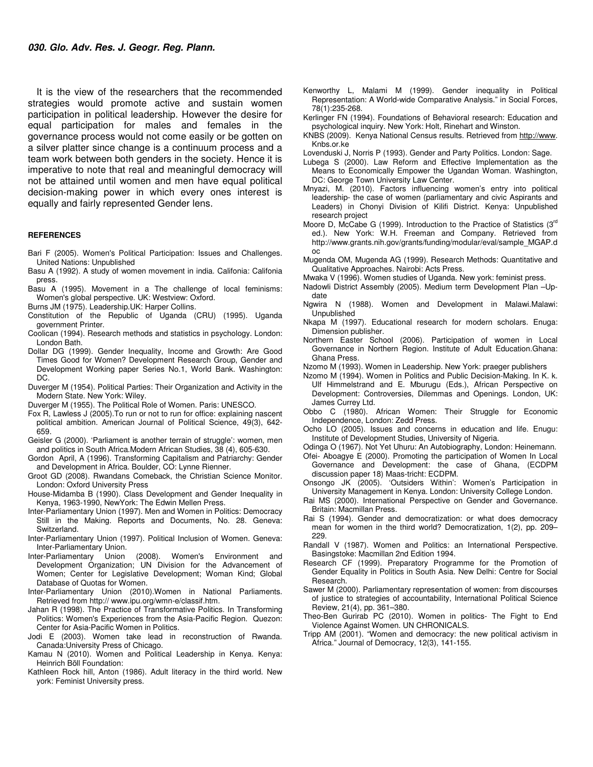It is the view of the researchers that the recommended strategies would promote active and sustain women participation in political leadership. However the desire for equal participation for males and females in the governance process would not come easily or be gotten on a silver platter since change is a continuum process and a team work between both genders in the society. Hence it is imperative to note that real and meaningful democracy will not be attained until women and men have equal political decision-making power in which every ones interest is equally and fairly represented Gender lens.

**REFERENCES**

Bari F (2005). Women's Political Participation: Issues and Challenges. United Nations: Unpublished

Basu A (1992). A study of women movement in india. Califonia: Califonia press.

Basu A (1995). Movement in a The challenge of local feminisms: Women's global perspective. UK: Westview: Oxford.

Burns JM (1975). Leadership.UK: Harper Collins.

Constitution of the Republic of Uganda (CRU) (1995). Uganda government Printer.

Coolican (1994). Research methods and statistics in psychology. London: London Bath.

Dollar DG (1999). Gender Inequality, Income and Growth: Are Good Times Good for Women? Development Research Group, Gender and Development Working paper Series No.1, World Bank. Washington: DC.

Duverger M (1954). Political Parties: Their Organization and Activity in the Modern State. New York: Wiley.

Duverger M (1955). The Political Role of Women. Paris: UNESCO.

Fox R, Lawless J (2005).To run or not to run for office: explaining nascent political ambition. American Journal of Political Science, 49(3), 642-659.

Geisler G (2000). 'Parliament is another terrain of struggle': women, men and politics in South Africa.Modern African Studies, 38 (4), 605-630.

Gordon April, A (1996). Transforming Capitalism and Patriarchy: Gender and Development in Africa. Boulder, CO: Lynne Rienner.

Groot GD (2008). Rwandans Comeback, the Christian Science Monitor. London: Oxford University Press

House-Midamba B (1990). Class Development and Gender Inequality in Kenya, 1963-1990, NewYork: The Edwin Mellen Press.

Inter-Parliamentary Union (1997). Men and Women in Politics: Democracy Still in the Making. Reports and Documents, No. 28. Geneva: Switzerland.

Inter-Parliamentary Union (1997). Political Inclusion of Women. Geneva: Inter-Parliamentary Union.

Inter-Parliamentary Union (2008). Women's Environment and Development Organization; UN Division for the Advancement of Women; Center for Legislative Development; Woman Kind; Global Database of Quotas for Women.

Inter-Parliamentary Union (2010).Women in National Parliaments. Retrieved from http:// www.ipu.org/wmn-e/classif.htm.

Jahan R (1998). The Practice of Transformative Politics. In Transforming Politics: Women's Experiences from the Asia-Pacific Region. Quezon: Center for Asia-Pacific Women in Politics.

Jodi E (2003). Women take lead in reconstruction of Rwanda. Canada:University Press of Chicago.

Kamau N (2010). Women and Political Leadership in Kenya. Kenya: Heinrich Böll Foundation:

Kathleen Rock hill, Anton (1986). Adult literacy in the third world. New york: Feminist University press.

Kenworthy L, Malami M (1999). Gender inequality in Political Representation: A World-wide Comparative Analysis." in Social Forces, 78(1):235-268.

Kerlinger FN (1994). Foundations of Behavioral research: Education and psychological inquiry. New York: Holt, Rinehart and Winston.

KNBS (2009). Kenya National Census results. Retrieved from http://www. Knbs.or.ke

Lovenduski J, Norris P (1993). Gender and Party Politics. London: Sage.

Lubega S (2000). Law Reform and Effective Implementation as the Means to Economically Empower the Ugandan Woman. Washington, DC: George Town University Law Center.

Mnyazi, M. (2010). Factors influencing women's entry into political leadership- the case of women (parliamentary and civic Aspirants and Leaders) in Chonyi Division of Kilifi District. Kenya: Unpublished research project

Moore D, McCabe G (1999). Introduction to the Practice of Statistics (3rd ed.). New York: W.H. Freeman and Company. Retrieved from http://www.grants.nih.gov/grants/funding/modular/eval/sample_MGAP.doc

Mugenda OM, Mugenda AG (1999). Research Methods: Quantitative and Qualitative Approaches. Nairobi: Acts Press.

Mwaka V (1996). Women studies of Uganda. New york: feminist press.

Nadowli District Assembly (2005). Medium term Development Plan –Update

Ngwira N (1988). Women and Development in Malawi.Malawi: Unpublished

Nkapa M (1997). Educational research for modern scholars. Enuga: Dimension publisher.

Northern Easter School (2006). Participation of women in Local Governance in Northern Region. Institute of Adult Education.Ghana: Ghana Press.

Nzomo M (1993). Women in Leadership. New York: praeger publishers

Nzomo M (1994). Women in Politics and Public Decision-Making. In K. k. Ulf Himmelstrand and E. Mburugu (Eds.), African Perspective on Development: Controversies, Dilemmas and Openings. London, UK: James Currey Ltd.

Obbo C (1980). African Women: Their Struggle for Economic Independence, London: Zedd Press.

Ocho LO (2005). Issues and concerns in education and life. Enugu: Institute of Development Studies, University of Nigeria.

Odinga O (1967). Not Yet Uhuru: An Autobiography, London: Heinemann.

Ofei- Aboagye E (2000). Promoting the participation of Women In Local Governance and Development: the case of Ghana, (ECDPM discussion paper 18) Maas-tricht: ECDPM.

Onsongo JK (2005). 'Outsiders Within': Women's Participation in University Management in Kenya. London: University College London.

Rai MS (2000). International Perspective on Gender and Governance. Britain: Macmillan Press.

Rai S (1994). Gender and democratization: or what does democracy mean for women in the third world? Democratization, 1(2), pp. 209–229.

Randall V (1987). Women and Politics: an International Perspective. Basingstoke: Macmillan 2nd Edition 1994.

Research CF (1999). Preparatory Programme for the Promotion of Gender Equality in Politics in South Asia. New Delhi: Centre for Social Research.

Sawer M (2000). Parliamentary representation of women: from discourses of justice to strategies of accountability, International Political Science Review, 21(4), pp. 361–380.

Theo-Ben Gurirab PC (2010). Women in politics- The Fight to End Violence Against Women. UN CHRONICALS.

Tripp AM (2001). "Women and democracy: the new political activism in Africa." Journal of Democracy, 12(3), 141-155.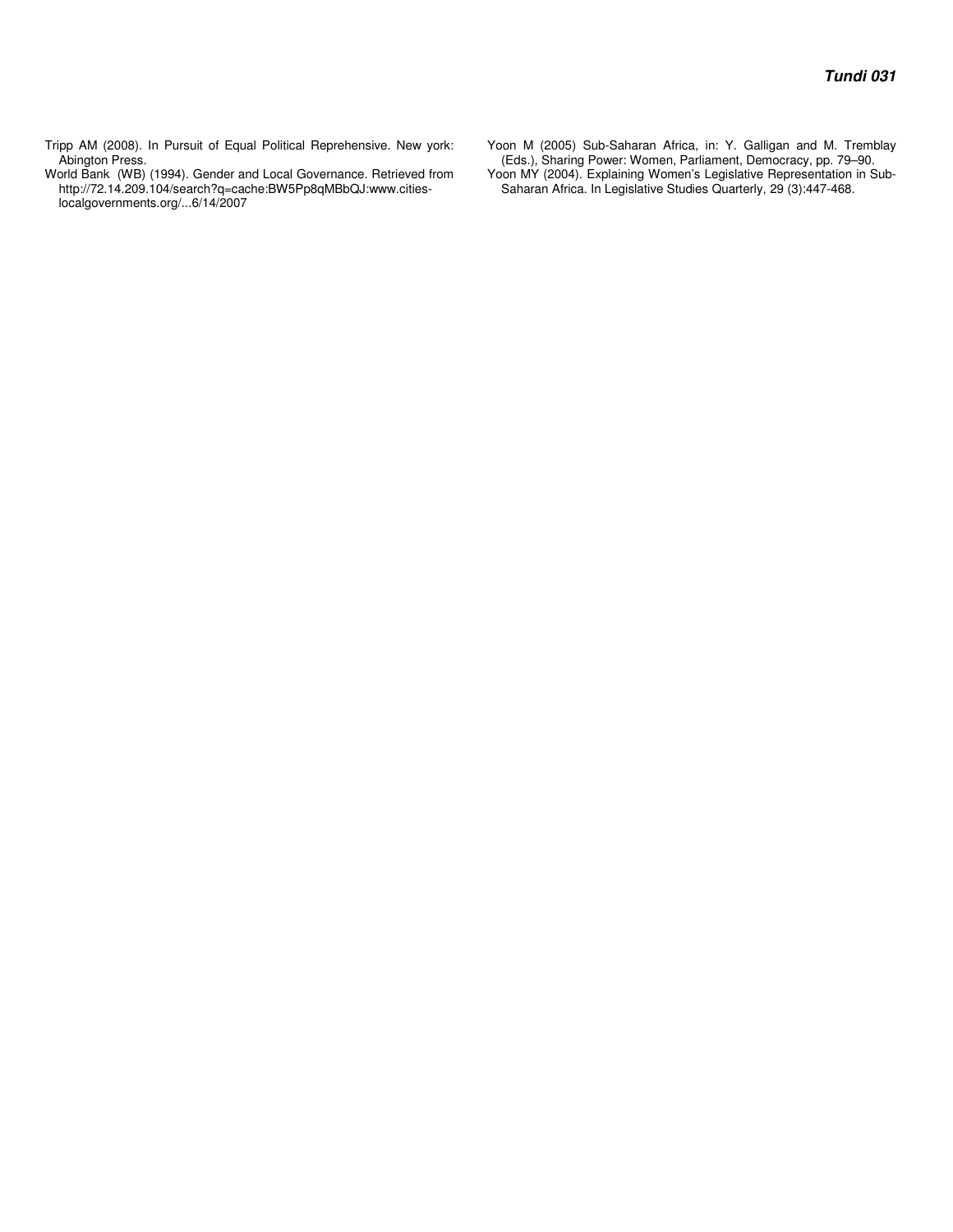Tripp AM (2008). In Pursuit of Equal Political Reprehensive. New york: Abington Press.

World Bank (WB) (1994). Gender and Local Governance. Retrieved from http://72.14.209.104/search?q=cache:BW5Pp8qMBbQJ:www.cities-localgovernments.org/...6/14/2007

Yoon M (2005) Sub-Saharan Africa, in: Y. Galligan and M. Tremblay (Eds.), Sharing Power: Women, Parliament, Democracy, pp. 79–90.

Yoon MY (2004). Explaining Women's Legislative Representation in Sub-Saharan Africa. In Legislative Studies Quarterly, 29 (3):447-468.